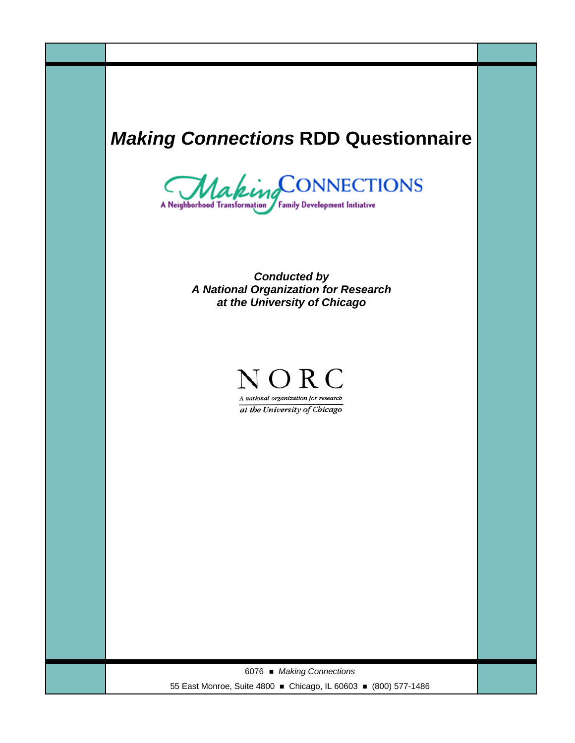# *Making Connections* RDD Questionnaire

Making CONNECTIONS

A Neighborhood Transformation Family Development Initiative

***Conducted by***
***A National Organization for Research***
***at the University of Chicago***

NORC

*A national organization for research*
*at the University of Chicago*

6076 ■ *Making Connections*

55 East Monroe, Suite 4800 ■ Chicago, IL 60603 ■ (800) 577-1486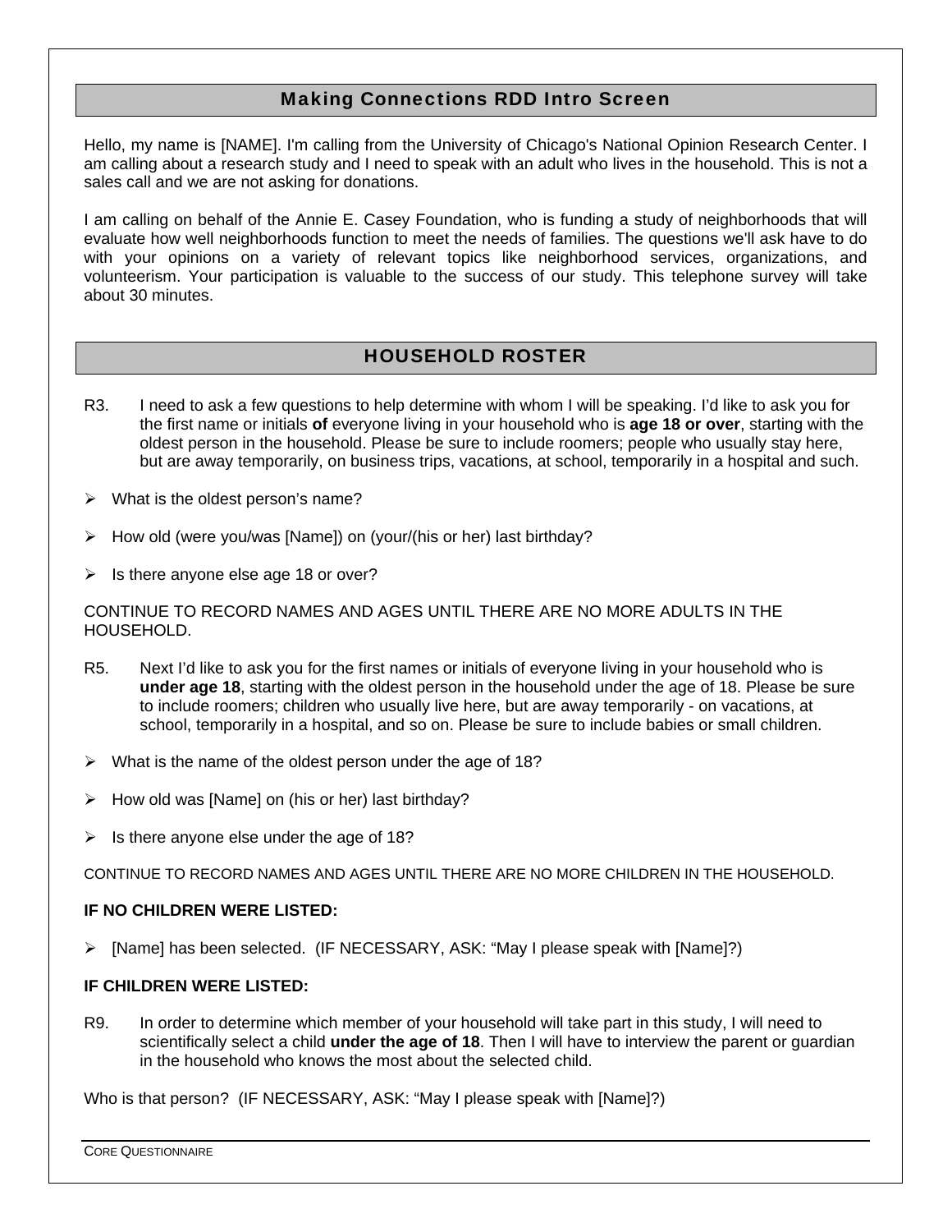## Making Connections RDD Intro Screen

Hello, my name is [NAME]. I'm calling from the University of Chicago's National Opinion Research Center. I am calling about a research study and I need to speak with an adult who lives in the household. This is not a sales call and we are not asking for donations.

I am calling on behalf of the Annie E. Casey Foundation, who is funding a study of neighborhoods that will evaluate how well neighborhoods function to meet the needs of families. The questions we'll ask have to do with your opinions on a variety of relevant topics like neighborhood services, organizations, and volunteerism. Your participation is valuable to the success of our study. This telephone survey will take about 30 minutes.

## HOUSEHOLD ROSTER

R3. I need to ask a few questions to help determine with whom I will be speaking. I'd like to ask you for the first name or initials **of** everyone living in your household who is **age 18 or over**, starting with the oldest person in the household. Please be sure to include roomers; people who usually stay here, but are away temporarily, on business trips, vacations, at school, temporarily in a hospital and such.

- What is the oldest person's name?
- How old (were you/was [Name]) on (your/(his or her) last birthday?
- Is there anyone else age 18 or over?

CONTINUE TO RECORD NAMES AND AGES UNTIL THERE ARE NO MORE ADULTS IN THE HOUSEHOLD.

R5. Next I'd like to ask you for the first names or initials of everyone living in your household who is **under age 18**, starting with the oldest person in the household under the age of 18. Please be sure to include roomers; children who usually live here, but are away temporarily - on vacations, at school, temporarily in a hospital, and so on. Please be sure to include babies or small children.

- What is the name of the oldest person under the age of 18?
- How old was [Name] on (his or her) last birthday?
- Is there anyone else under the age of 18?

CONTINUE TO RECORD NAMES AND AGES UNTIL THERE ARE NO MORE CHILDREN IN THE HOUSEHOLD.

**IF NO CHILDREN WERE LISTED:**

- [Name] has been selected. (IF NECESSARY, ASK: "May I please speak with [Name]?)

**IF CHILDREN WERE LISTED:**

R9. In order to determine which member of your household will take part in this study, I will need to scientifically select a child **under the age of 18**. Then I will have to interview the parent or guardian in the household who knows the most about the selected child.

Who is that person? (IF NECESSARY, ASK: "May I please speak with [Name]?)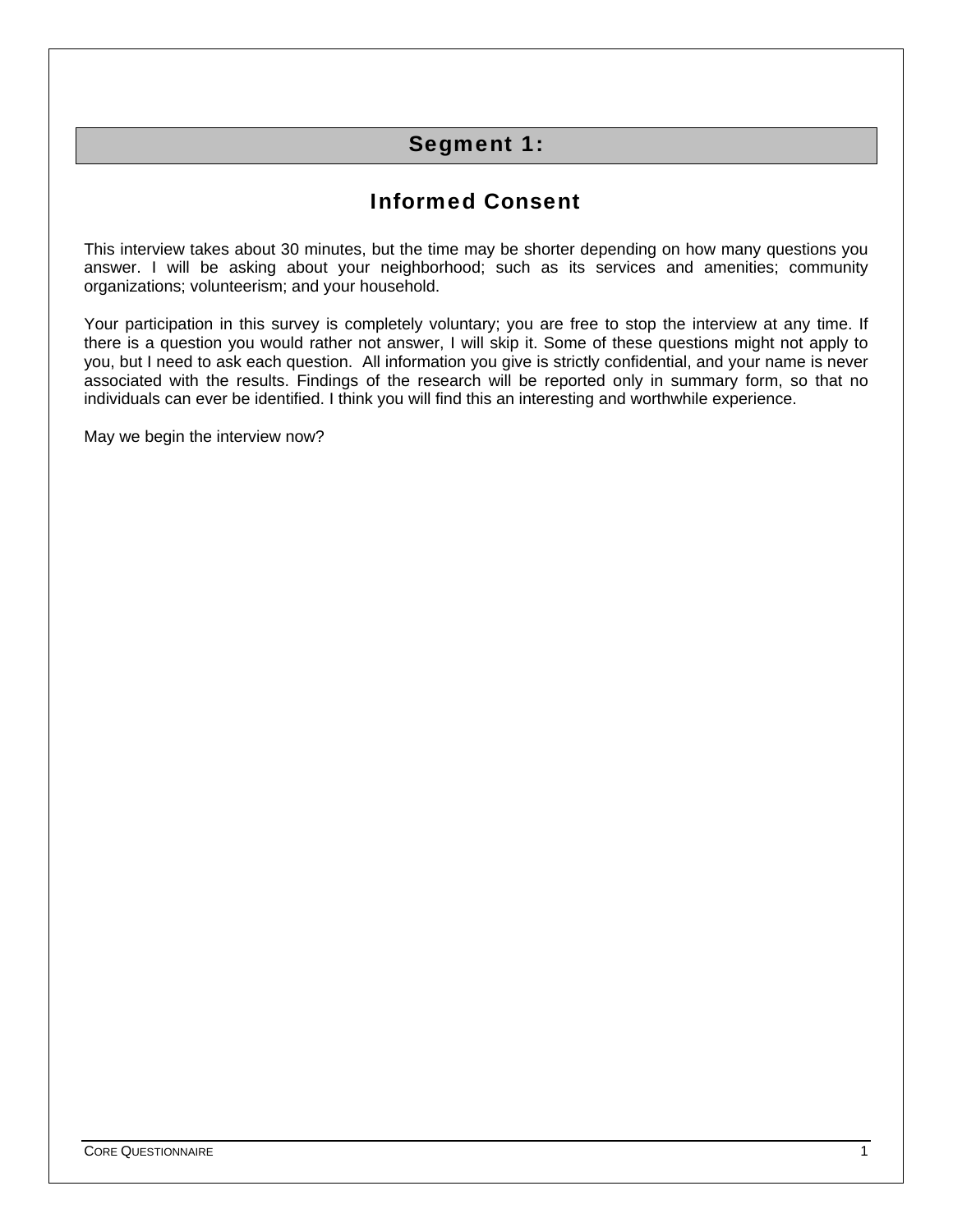# Segment 1:

## Informed Consent

This interview takes about 30 minutes, but the time may be shorter depending on how many questions you answer. I will be asking about your neighborhood; such as its services and amenities; community organizations; volunteerism; and your household.

Your participation in this survey is completely voluntary; you are free to stop the interview at any time. If there is a question you would rather not answer, I will skip it. Some of these questions might not apply to you, but I need to ask each question. All information you give is strictly confidential, and your name is never associated with the results. Findings of the research will be reported only in summary form, so that no individuals can ever be identified. I think you will find this an interesting and worthwhile experience.

May we begin the interview now?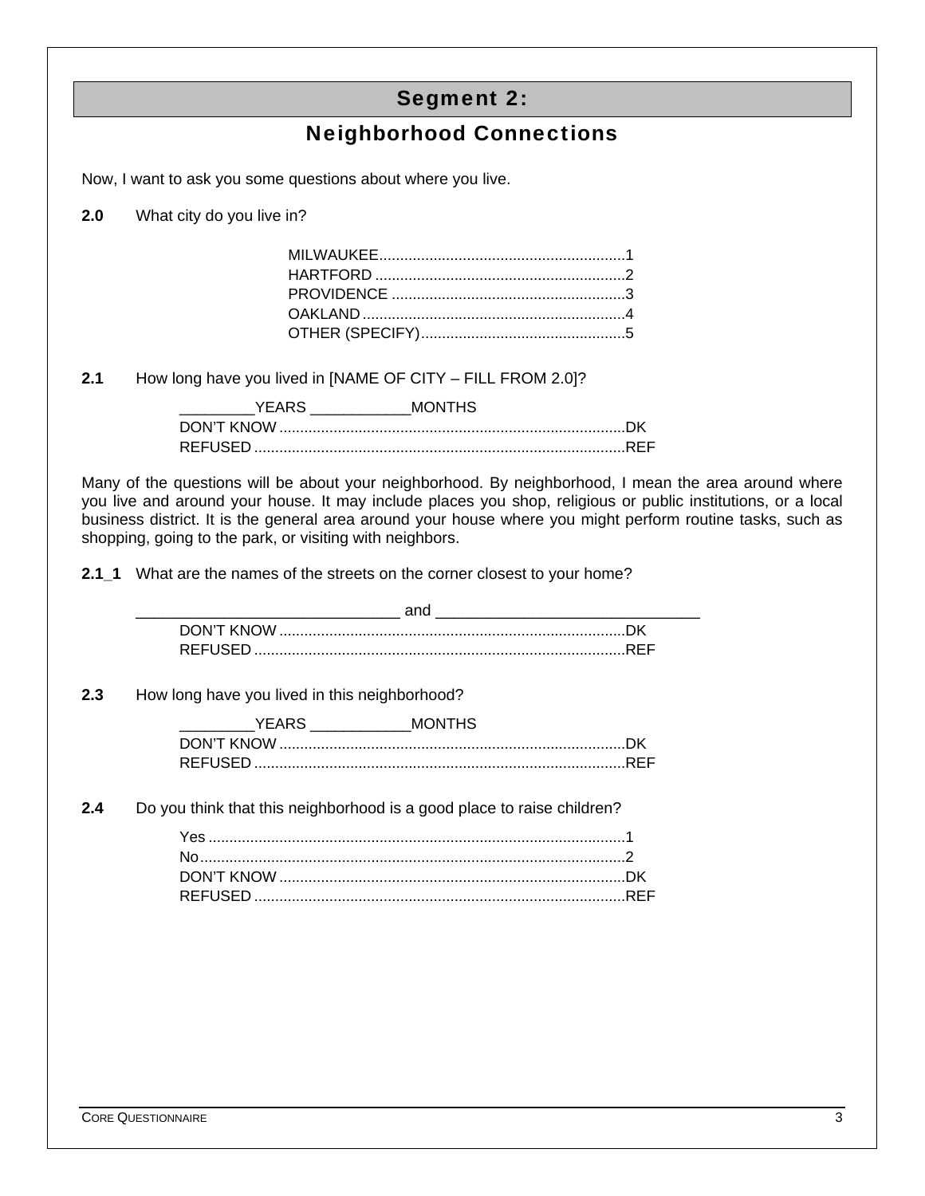# Segment 2:

## Neighborhood Connections

Now, I want to ask you some questions about where you live.

**2.0** What city do you live in?

MILWAUKEE..........................................................1
HARTFORD ............................................................2
PROVIDENCE ........................................................3
OAKLAND ...............................................................4
OTHER (SPECIFY).................................................5

**2.1** How long have you lived in [NAME OF CITY – FILL FROM 2.0]?

_________YEARS ____________MONTHS
DON'T KNOW ..................................................................................DK
REFUSED ........................................................................................REF

Many of the questions will be about your neighborhood. By neighborhood, I mean the area around where you live and around your house. It may include places you shop, religious or public institutions, or a local business district. It is the general area around your house where you might perform routine tasks, such as shopping, going to the park, or visiting with neighbors.

**2.1_1** What are the names of the streets on the corner closest to your home?

_______________________________ and _______________________________
DON'T KNOW ..................................................................................DK
REFUSED ........................................................................................REF

**2.3** How long have you lived in this neighborhood?

_________YEARS ____________MONTHS
DON'T KNOW ..................................................................................DK
REFUSED ........................................................................................REF

**2.4** Do you think that this neighborhood is a good place to raise children?

Yes ...................................................................................................1
No.....................................................................................................2
DON'T KNOW ..................................................................................DK
REFUSED ........................................................................................REF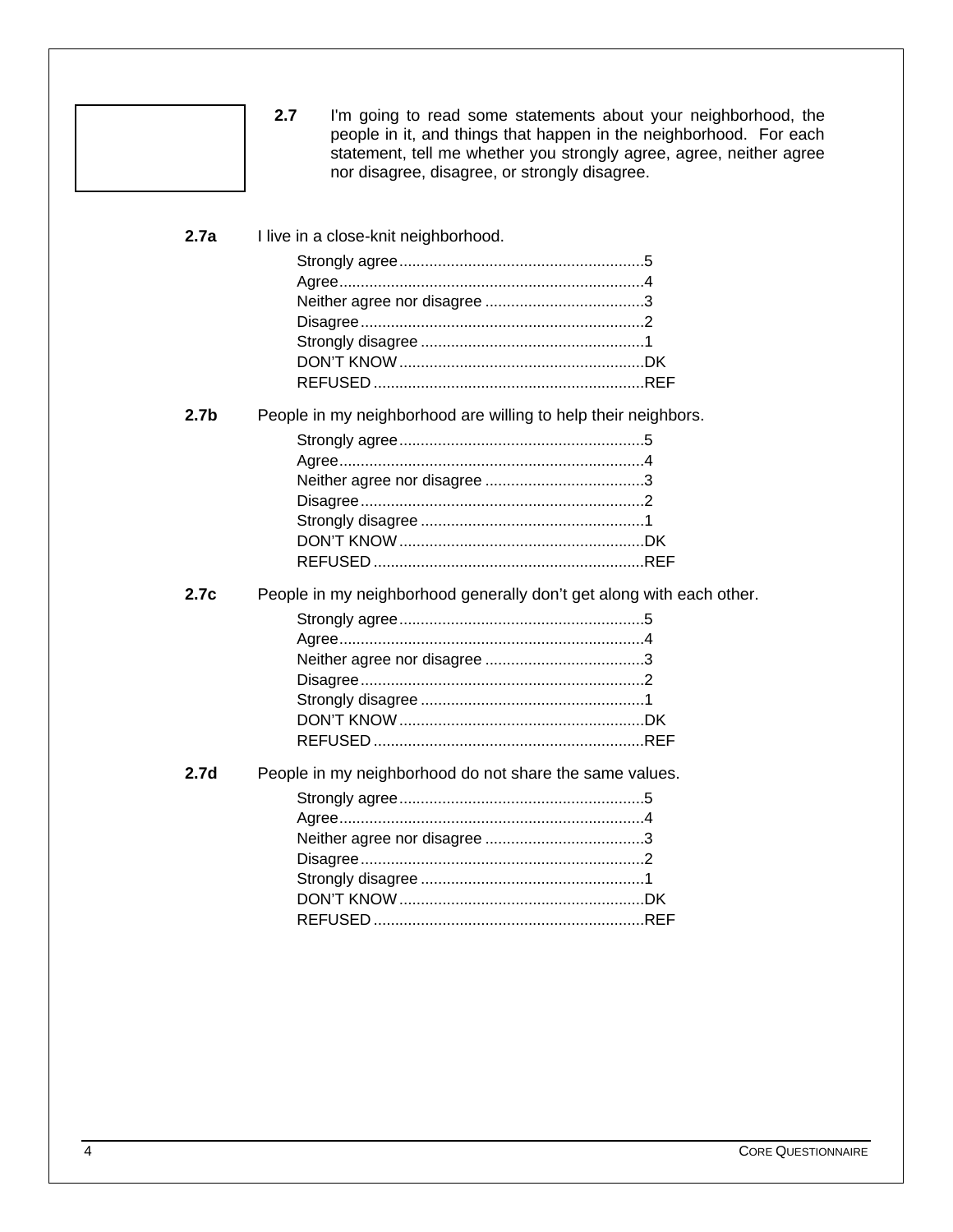**2.7** I'm going to read some statements about your neighborhood, the people in it, and things that happen in the neighborhood. For each statement, tell me whether you strongly agree, agree, neither agree nor disagree, disagree, or strongly disagree.

**2.7a** I live in a close-knit neighborhood.

- Strongly agree........................................................5
- Agree......................................................................4
- Neither agree nor disagree ....................................3
- Disagree.................................................................2
- Strongly disagree ...................................................1
- DON'T KNOW ........................................................DK
- REFUSED ..............................................................REF

**2.7b** People in my neighborhood are willing to help their neighbors.

- Strongly agree........................................................5
- Agree......................................................................4
- Neither agree nor disagree ....................................3
- Disagree.................................................................2
- Strongly disagree ...................................................1
- DON'T KNOW ........................................................DK
- REFUSED ..............................................................REF

**2.7c** People in my neighborhood generally don't get along with each other.

- Strongly agree........................................................5
- Agree......................................................................4
- Neither agree nor disagree ....................................3
- Disagree.................................................................2
- Strongly disagree ...................................................1
- DON'T KNOW ........................................................DK
- REFUSED ..............................................................REF

**2.7d** People in my neighborhood do not share the same values.

- Strongly agree........................................................5
- Agree......................................................................4
- Neither agree nor disagree ....................................3
- Disagree.................................................................2
- Strongly disagree ...................................................1
- DON'T KNOW ........................................................DK
- REFUSED ..............................................................REF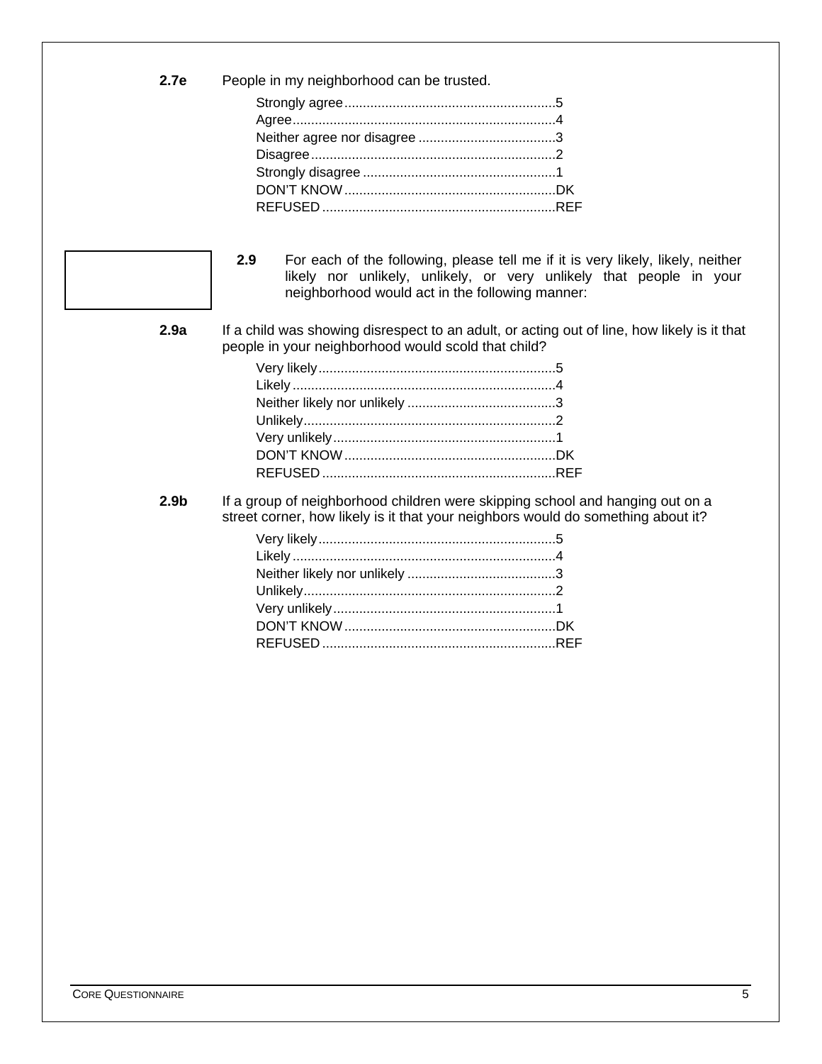**2.7e** People in my neighborhood can be trusted.

- Strongly agree........................................................5
- Agree......................................................................4
- Neither agree nor disagree ....................................3
- Disagree.................................................................2
- Strongly disagree ...................................................1
- DON'T KNOW ........................................................DK
- REFUSED ..............................................................REF

**2.9** For each of the following, please tell me if it is very likely, likely, neither likely nor unlikely, unlikely, or very unlikely that people in your neighborhood would act in the following manner:

**2.9a** If a child was showing disrespect to an adult, or acting out of line, how likely is it that people in your neighborhood would scold that child?

- Very likely...............................................................5
- Likely ......................................................................4
- Neither likely nor unlikely ........................................3
- Unlikely...................................................................2
- Very unlikely...........................................................1
- DON'T KNOW ........................................................DK
- REFUSED ..............................................................REF

**2.9b** If a group of neighborhood children were skipping school and hanging out on a street corner, how likely is it that your neighbors would do something about it?

- Very likely...............................................................5
- Likely ......................................................................4
- Neither likely nor unlikely ........................................3
- Unlikely...................................................................2
- Very unlikely...........................................................1
- DON'T KNOW ........................................................DK
- REFUSED ..............................................................REF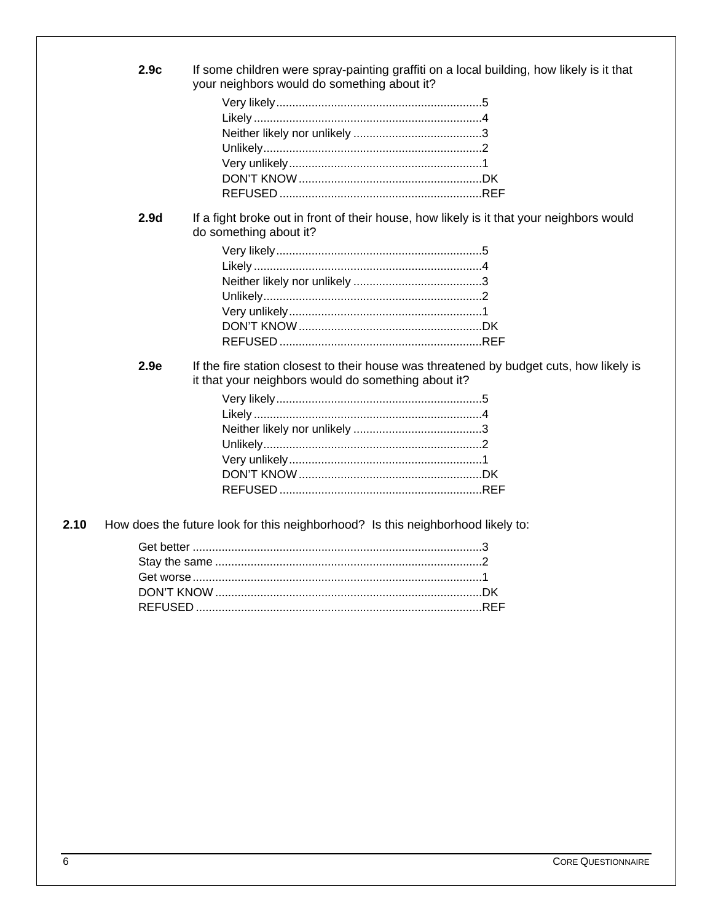**2.9c** If some children were spray-painting graffiti on a local building, how likely is it that your neighbors would do something about it?

- Very likely ................................................................5
- Likely ......................................................................4
- Neither likely nor unlikely ........................................3
- Unlikely....................................................................2
- Very unlikely............................................................1
- DON'T KNOW .........................................................DK
- REFUSED ...............................................................REF

**2.9d** If a fight broke out in front of their house, how likely is it that your neighbors would do something about it?

- Very likely ................................................................5
- Likely ......................................................................4
- Neither likely nor unlikely ........................................3
- Unlikely....................................................................2
- Very unlikely............................................................1
- DON'T KNOW .........................................................DK
- REFUSED ...............................................................REF

**2.9e** If the fire station closest to their house was threatened by budget cuts, how likely is it that your neighbors would do something about it?

- Very likely ................................................................5
- Likely ......................................................................4
- Neither likely nor unlikely ........................................3
- Unlikely....................................................................2
- Very unlikely............................................................1
- DON'T KNOW .........................................................DK
- REFUSED ...............................................................REF

**2.10** How does the future look for this neighborhood? Is this neighborhood likely to:

- Get better ..........................................................................3
- Stay the same ...................................................................2
- Get worse...........................................................................1
- DON'T KNOW ...................................................................DK
- REFUSED .........................................................................REF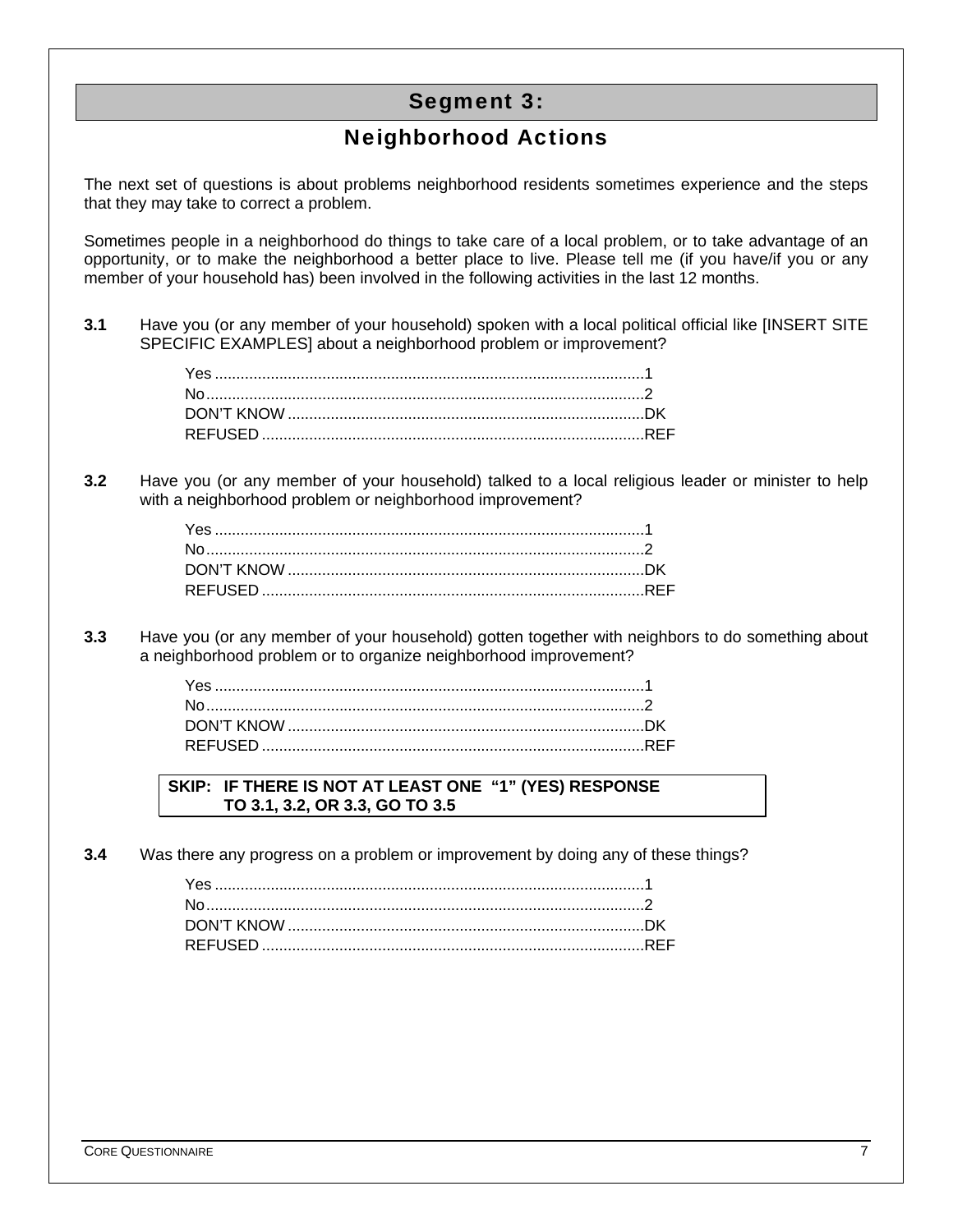# Segment 3:

## Neighborhood Actions

The next set of questions is about problems neighborhood residents sometimes experience and the steps that they may take to correct a problem.

Sometimes people in a neighborhood do things to take care of a local problem, or to take advantage of an opportunity, or to make the neighborhood a better place to live. Please tell me (if you have/if you or any member of your household has) been involved in the following activities in the last 12 months.

**3.1** Have you (or any member of your household) spoken with a local political official like [INSERT SITE SPECIFIC EXAMPLES] about a neighborhood problem or improvement?

Yes ....................................................................................................1
No......................................................................................................2
DON'T KNOW ..................................................................................DK
REFUSED ........................................................................................REF

**3.2** Have you (or any member of your household) talked to a local religious leader or minister to help with a neighborhood problem or neighborhood improvement?

Yes ....................................................................................................1
No......................................................................................................2
DON'T KNOW ..................................................................................DK
REFUSED ........................................................................................REF

**3.3** Have you (or any member of your household) gotten together with neighbors to do something about a neighborhood problem or to organize neighborhood improvement?

Yes ....................................................................................................1
No......................................................................................................2
DON'T KNOW ..................................................................................DK
REFUSED ........................................................................................REF

**SKIP: IF THERE IS NOT AT LEAST ONE "1" (YES) RESPONSE TO 3.1, 3.2, OR 3.3, GO TO 3.5**

**3.4** Was there any progress on a problem or improvement by doing any of these things?

Yes ....................................................................................................1
No......................................................................................................2
DON'T KNOW ..................................................................................DK
REFUSED ........................................................................................REF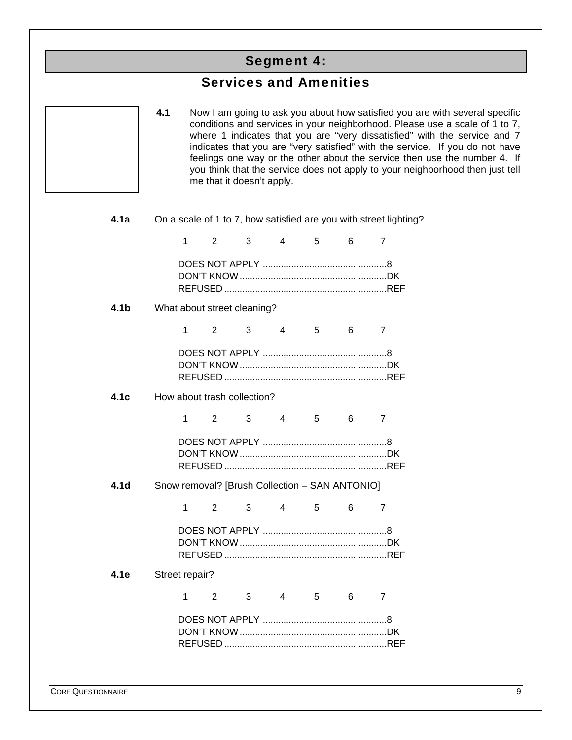# Segment 4:

## Services and Amenities

**4.1** Now I am going to ask you about how satisfied you are with several specific conditions and services in your neighborhood. Please use a scale of 1 to 7, where 1 indicates that you are "very dissatisfied" with the service and 7 indicates that you are "very satisfied" with the service. If you do not have feelings one way or the other about the service then use the number 4. If you think that the service does not apply to your neighborhood then just tell me that it doesn't apply.

**4.1a** On a scale of 1 to 7, how satisfied are you with street lighting?

1 2 3 4 5 6 7

DOES NOT APPLY ................................................8
DON'T KNOW .........................................................DK
REFUSED ...............................................................REF

**4.1b** What about street cleaning?

1 2 3 4 5 6 7

DOES NOT APPLY ................................................8
DON'T KNOW .........................................................DK
REFUSED ...............................................................REF

**4.1c** How about trash collection?

1 2 3 4 5 6 7

DOES NOT APPLY ................................................8
DON'T KNOW .........................................................DK
REFUSED ...............................................................REF

**4.1d** Snow removal? [Brush Collection – SAN ANTONIO]

1 2 3 4 5 6 7

DOES NOT APPLY ................................................8
DON'T KNOW .........................................................DK
REFUSED ...............................................................REF

**4.1e** Street repair?

1 2 3 4 5 6 7

DOES NOT APPLY ................................................8
DON'T KNOW .........................................................DK
REFUSED ...............................................................REF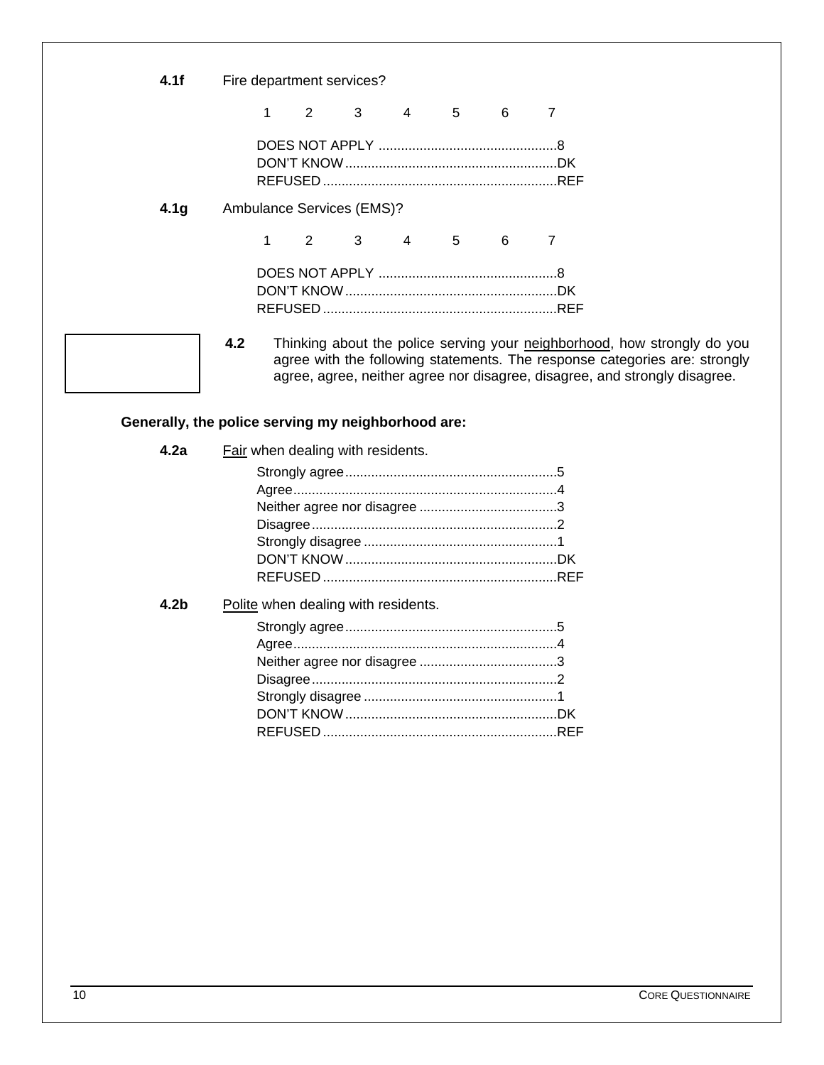**4.1f** Fire department services?

1 2 3 4 5 6 7

DOES NOT APPLY ................................................8
DON'T KNOW .........................................................DK
REFUSED ..............................................................REF

**4.1g** Ambulance Services (EMS)?

1 2 3 4 5 6 7

DOES NOT APPLY ................................................8
DON'T KNOW .........................................................DK
REFUSED ..............................................................REF

**4.2** Thinking about the police serving your neighborhood, how strongly do you agree with the following statements. The response categories are: strongly agree, agree, neither agree nor disagree, disagree, and strongly disagree.

**Generally, the police serving my neighborhood are:**

**4.2a** Fair when dealing with residents.

Strongly agree.........................................................5
Agree......................................................................4
Neither agree nor disagree .....................................3
Disagree..................................................................2
Strongly disagree ....................................................1
DON'T KNOW .........................................................DK
REFUSED ..............................................................REF

**4.2b** Polite when dealing with residents.

Strongly agree.........................................................5
Agree......................................................................4
Neither agree nor disagree .....................................3
Disagree..................................................................2
Strongly disagree ....................................................1
DON'T KNOW .........................................................DK
REFUSED ..............................................................REF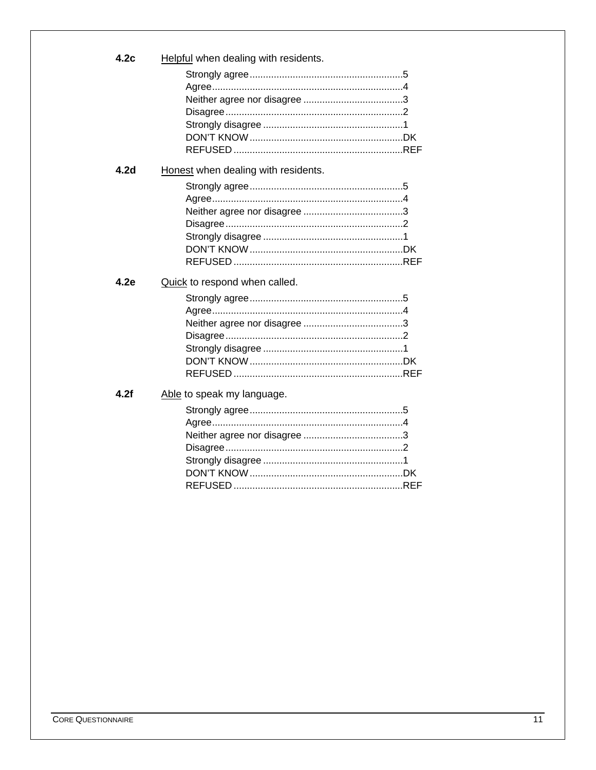**4.2c** <u>Helpful</u> when dealing with residents.

Strongly agree........................................................5
Agree......................................................................4
Neither agree nor disagree ....................................3
Disagree.................................................................2
Strongly disagree ...................................................1
DON'T KNOW........................................................DK
REFUSED..............................................................REF

**4.2d** <u>Honest</u> when dealing with residents.

Strongly agree........................................................5
Agree......................................................................4
Neither agree nor disagree ....................................3
Disagree.................................................................2
Strongly disagree ...................................................1
DON'T KNOW........................................................DK
REFUSED..............................................................REF

**4.2e** <u>Quick</u> to respond when called.

Strongly agree........................................................5
Agree......................................................................4
Neither agree nor disagree ....................................3
Disagree.................................................................2
Strongly disagree ...................................................1
DON'T KNOW........................................................DK
REFUSED..............................................................REF

**4.2f** <u>Able</u> to speak my language.

Strongly agree........................................................5
Agree......................................................................4
Neither agree nor disagree ....................................3
Disagree.................................................................2
Strongly disagree ...................................................1
DON'T KNOW........................................................DK
REFUSED..............................................................REF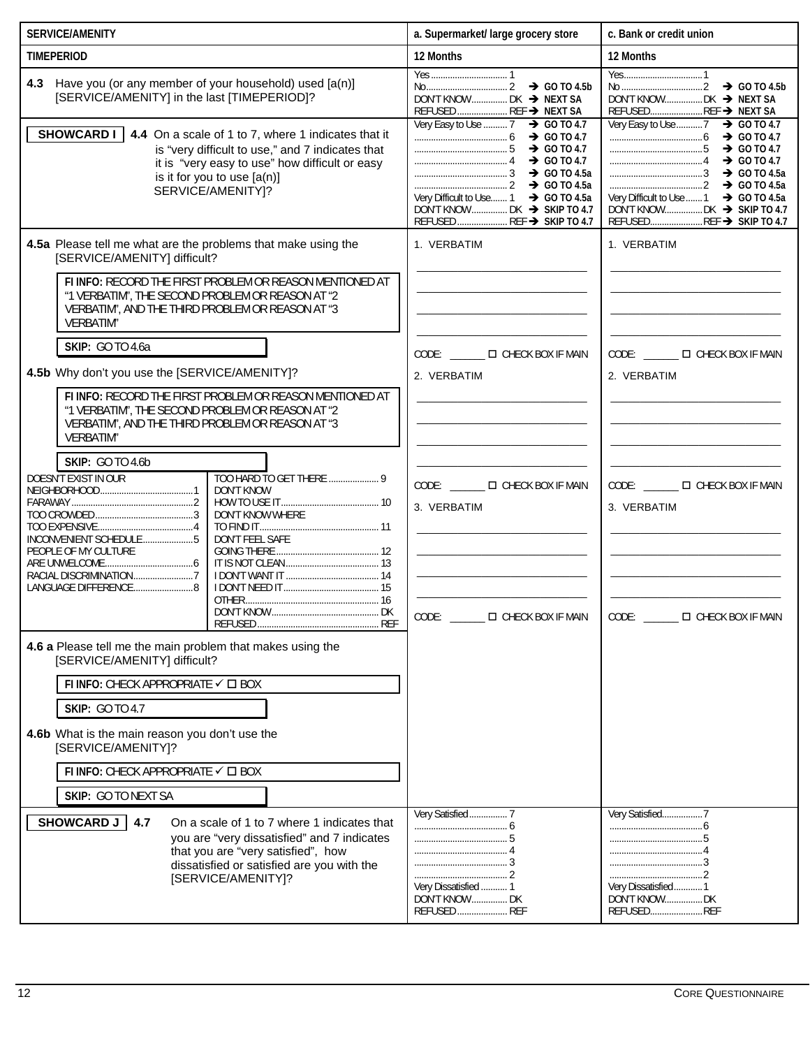| SERVICE/AMENITY | a. Supermarket/ large grocery store | c. Bank or credit union |
|---|---|---|
| **TIMEPERIOD** | **12 Months** | **12 Months** |
| **4.3** Have you (or any member of your household) used [a(n)] [SERVICE/AMENITY] in the last [TIMEPERIOD]? | Yes ........ 1<br>No ........ 2 ➔ GO TO 4.5b<br>DON'T KNOW ........ DK ➔ NEXT SA<br>REFUSED ........ REF ➔ NEXT SA | Yes ........ 1<br>No ........ 2 ➔ GO TO 4.5b<br>DON'T KNOW ........ DK ➔ NEXT SA<br>REFUSED ........ REF ➔ NEXT SA |
| **SHOWCARD I** **4.4** On a scale of 1 to 7, where 1 indicates that it is "very difficult to use," and 7 indicates that it is "very easy to use" how difficult or easy is it for you to use [a(n)] SERVICE/AMENITY]? | Very Easy to Use ........ 7 ➔ GO TO 4.7<br>........ 6 ➔ GO TO 4.7<br>........ 5 ➔ GO TO 4.7<br>........ 4 ➔ GO TO 4.7<br>........ 3 ➔ GO TO 4.5a<br>........ 2 ➔ GO TO 4.5a<br>Very Difficult to Use ........ 1 ➔ GO TO 4.5a<br>DON'T KNOW ........ DK ➔ SKIP TO 4.7<br>REFUSED ........ REF ➔ SKIP TO 4.7 | Very Easy to Use ........ 7 ➔ GO TO 4.7<br>........ 6 ➔ GO TO 4.7<br>........ 5 ➔ GO TO 4.7<br>........ 4 ➔ GO TO 4.7<br>........ 3 ➔ GO TO 4.5a<br>........ 2 ➔ GO TO 4.5a<br>Very Difficult to Use ........ 1 ➔ GO TO 4.5a<br>DON'T KNOW ........ DK ➔ SKIP TO 4.7<br>REFUSED ........ REF ➔ SKIP TO 4.7 |
| **4.5a** Please tell me what are the problems that make using the [SERVICE/AMENITY] difficult?<br><br>**FI INFO:** RECORD THE FIRST PROBLEM OR REASON MENTIONED AT "1 VERBATIM", THE SECOND PROBLEM OR REASON AT "2 VERBATIM", AND THE THIRD PROBLEM OR REASON AT "3 VERBATIM"<br><br>**SKIP:** GO TO 4.6a<br><br>**4.5b** Why don't you use the [SERVICE/AMENITY]?<br><br>**FI INFO:** RECORD THE FIRST PROBLEM OR REASON MENTIONED AT "1 VERBATIM", THE SECOND PROBLEM OR REASON AT "2 VERBATIM", AND THE THIRD PROBLEM OR REASON AT "3 VERBATIM"<br><br>**SKIP:** GO TO 4.6b<br><br>DOESN'T EXIST IN OUR NEIGHBORHOOD ........ 1<br>FAR AWAY ........ 2<br>TOO CROWDED ........ 3<br>TOO EXPENSIVE ........ 4<br>INCONVENIENT SCHEDULE ........ 5<br>PEOPLE OF MY CULTURE ARE UNWELCOME ........ 6<br>RACIAL DISCRIMINATION ........ 7<br>LANGUAGE DIFFERENCE ........ 8<br>TOO HARD TO GET THERE ........ 9<br>DON'T KNOW HOW TO USE IT ........ 10<br>DON'T KNOW WHERE TO FIND IT ........ 11<br>DON'T FEEL SAFE GOING THERE ........ 12<br>IT IS NOT CLEAN ........ 13<br>I DON'T WANT IT ........ 14<br>I DON'T NEED IT ........ 15<br>OTHER ........ 16<br>DON'T KNOW ........ DK<br>REFUSED ........ REF | 1. VERBATIM<br>\_\_\_\_\_\_\_\_\_\_\_\_\_\_\_\_\_\_<br>\_\_\_\_\_\_\_\_\_\_\_\_\_\_\_\_\_\_<br>\_\_\_\_\_\_\_\_\_\_\_\_\_\_\_\_\_\_<br>\_\_\_\_\_\_\_\_\_\_\_\_\_\_\_\_\_\_<br>CODE: \_\_\_\_\_ ☐ CHECK BOX IF MAIN<br><br>2. VERBATIM<br>\_\_\_\_\_\_\_\_\_\_\_\_\_\_\_\_\_\_<br>\_\_\_\_\_\_\_\_\_\_\_\_\_\_\_\_\_\_<br>\_\_\_\_\_\_\_\_\_\_\_\_\_\_\_\_\_\_<br>\_\_\_\_\_\_\_\_\_\_\_\_\_\_\_\_\_\_<br>CODE: \_\_\_\_\_ ☐ CHECK BOX IF MAIN<br><br>3. VERBATIM<br>\_\_\_\_\_\_\_\_\_\_\_\_\_\_\_\_\_\_<br>\_\_\_\_\_\_\_\_\_\_\_\_\_\_\_\_\_\_<br>\_\_\_\_\_\_\_\_\_\_\_\_\_\_\_\_\_\_<br>\_\_\_\_\_\_\_\_\_\_\_\_\_\_\_\_\_\_<br>CODE: \_\_\_\_\_ ☐ CHECK BOX IF MAIN | 1. VERBATIM<br>\_\_\_\_\_\_\_\_\_\_\_\_\_\_\_\_\_\_<br>\_\_\_\_\_\_\_\_\_\_\_\_\_\_\_\_\_\_<br>\_\_\_\_\_\_\_\_\_\_\_\_\_\_\_\_\_\_<br>\_\_\_\_\_\_\_\_\_\_\_\_\_\_\_\_\_\_<br>CODE: \_\_\_\_\_ ☐ CHECK BOX IF MAIN<br><br>2. VERBATIM<br>\_\_\_\_\_\_\_\_\_\_\_\_\_\_\_\_\_\_<br>\_\_\_\_\_\_\_\_\_\_\_\_\_\_\_\_\_\_<br>\_\_\_\_\_\_\_\_\_\_\_\_\_\_\_\_\_\_<br>\_\_\_\_\_\_\_\_\_\_\_\_\_\_\_\_\_\_<br>CODE: \_\_\_\_\_ ☐ CHECK BOX IF MAIN<br><br>3. VERBATIM<br>\_\_\_\_\_\_\_\_\_\_\_\_\_\_\_\_\_\_<br>\_\_\_\_\_\_\_\_\_\_\_\_\_\_\_\_\_\_<br>\_\_\_\_\_\_\_\_\_\_\_\_\_\_\_\_\_\_<br>\_\_\_\_\_\_\_\_\_\_\_\_\_\_\_\_\_\_<br>CODE: \_\_\_\_\_ ☐ CHECK BOX IF MAIN |
| **4.6 a** Please tell me the main problem that makes using the [SERVICE/AMENITY] difficult?<br><br>**FI INFO:** CHECK APPROPRIATE ✓ ☐ BOX<br><br>**SKIP:** GO TO 4.7<br><br>**4.6b** What is the main reason you don't use the [SERVICE/AMENITY]?<br><br>**FI INFO:** CHECK APPROPRIATE ✓ ☐ BOX<br><br>**SKIP:** GO TO NEXT SA | | |
| **SHOWCARD J** **4.7** On a scale of 1 to 7 where 1 indicates that you are "very dissatisfied" and 7 indicates that you are "very satisfied", how dissatisfied or satisfied are you with the [SERVICE/AMENITY]? | Very Satisfied ........ 7<br>........ 6<br>........ 5<br>........ 4<br>........ 3<br>........ 2<br>Very Dissatisfied ........ 1<br>DON'T KNOW ........ DK<br>REFUSED ........ REF | Very Satisfied ........ 7<br>........ 6<br>........ 5<br>........ 4<br>........ 3<br>........ 2<br>Very Dissatisfied ........ 1<br>DON'T KNOW ........ DK<br>REFUSED ........ REF |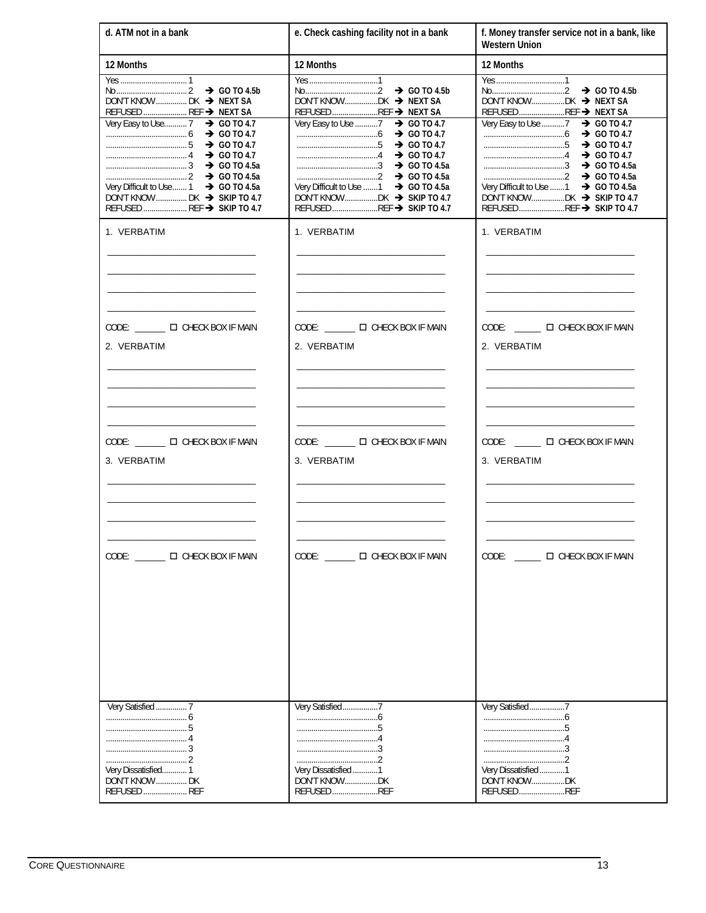| d. ATM not in a bank | e. Check cashing facility not in a bank | f. Money transfer service not in a bank, like Western Union |
|---|---|---|
| **12 Months** | **12 Months** | **12 Months** |
| Yes ................................ 1<br>No.................................. 2 ➔ **GO TO 4.5b**<br>DON'T KNOW............... DK ➔ **NEXT SA**<br>REFUSED..................... REF ➔ **NEXT SA** | Yes.................................1<br>No...................................2 ➔ **GO TO 4.5b**<br>DON'T KNOW................DK ➔ **NEXT SA**<br>REFUSED......................REF ➔ **NEXT SA** | Yes.................................1<br>No...................................2 ➔ **GO TO 4.5b**<br>DON'T KNOW................DK ➔ **NEXT SA**<br>REFUSED......................REF ➔ **NEXT SA** |
| Very Easy to Use........... 7 ➔ **GO TO 4.7**<br>...................................... 6 ➔ **GO TO 4.7**<br>...................................... 5 ➔ **GO TO 4.7**<br>...................................... 4 ➔ **GO TO 4.7**<br>...................................... 3 ➔ **GO TO 4.5a**<br>...................................... 2 ➔ **GO TO 4.5a**<br>Very Difficult to Use....... 1 ➔ **GO TO 4.5a**<br>DON'T KNOW............... DK ➔ **SKIP TO 4.7**<br>REFUSED..................... REF ➔ **SKIP TO 4.7** | Very Easy to Use ...........7 ➔ **GO TO 4.7**<br>......................................6 ➔ **GO TO 4.7**<br>......................................5 ➔ **GO TO 4.7**<br>......................................4 ➔ **GO TO 4.7**<br>......................................3 ➔ **GO TO 4.5a**<br>......................................2 ➔ **GO TO 4.5a**<br>Very Difficult to Use .......1 ➔ **GO TO 4.5a**<br>DON'T KNOW................DK ➔ **SKIP TO 4.7**<br>REFUSED......................REF ➔ **SKIP TO 4.7** | Very Easy to Use ...........7 ➔ **GO TO 4.7**<br>......................................6 ➔ **GO TO 4.7**<br>......................................5 ➔ **GO TO 4.7**<br>......................................4 ➔ **GO TO 4.7**<br>......................................3 ➔ **GO TO 4.5a**<br>......................................2 ➔ **GO TO 4.5a**<br>Very Difficult to Use .......1 ➔ **GO TO 4.5a**<br>DON'T KNOW................DK ➔ **SKIP TO 4.7**<br>REFUSED......................REF ➔ **SKIP TO 4.7** |
| 1. VERBATIM<br>________________________________<br>________________________________<br>________________________________<br>________________________________<br>CODE: ______ ☐ CHECK BOX IF MAIN<br>2. VERBATIM<br>________________________________<br>________________________________<br>________________________________<br>________________________________<br>CODE: ______ ☐ CHECK BOX IF MAIN<br>3. VERBATIM<br>________________________________<br>________________________________<br>________________________________<br>________________________________<br>CODE: ______ ☐ CHECK BOX IF MAIN | 1. VERBATIM<br>________________________________<br>________________________________<br>________________________________<br>________________________________<br>CODE: ______ ☐ CHECK BOX IF MAIN<br>2. VERBATIM<br>________________________________<br>________________________________<br>________________________________<br>________________________________<br>CODE: ______ ☐ CHECK BOX IF MAIN<br>3. VERBATIM<br>________________________________<br>________________________________<br>________________________________<br>________________________________<br>CODE: ______ ☐ CHECK BOX IF MAIN | 1. VERBATIM<br>________________________________<br>________________________________<br>________________________________<br>________________________________<br>CODE: ______ ☐ CHECK BOX IF MAIN<br>2. VERBATIM<br>________________________________<br>________________________________<br>________________________________<br>________________________________<br>CODE: ______ ☐ CHECK BOX IF MAIN<br>3. VERBATIM<br>________________________________<br>________________________________<br>________________________________<br>________________________________<br>CODE: ______ ☐ CHECK BOX IF MAIN |
| Very Satisfied .............. 7<br>...................................... 6<br>...................................... 5<br>...................................... 4<br>...................................... 3<br>...................................... 2<br>Very Dissatisfied............ 1<br>DON'T KNOW............... DK<br>REFUSED..................... REF | Very Satisfied.................7<br>......................................6<br>......................................5<br>......................................4<br>......................................3<br>......................................2<br>Very Dissatisfied ............1<br>DON'T KNOW................DK<br>REFUSED......................REF | Very Satisfied.................7<br>......................................6<br>......................................5<br>......................................4<br>......................................3<br>......................................2<br>Very Dissatisfied ............1<br>DON'T KNOW................DK<br>REFUSED......................REF |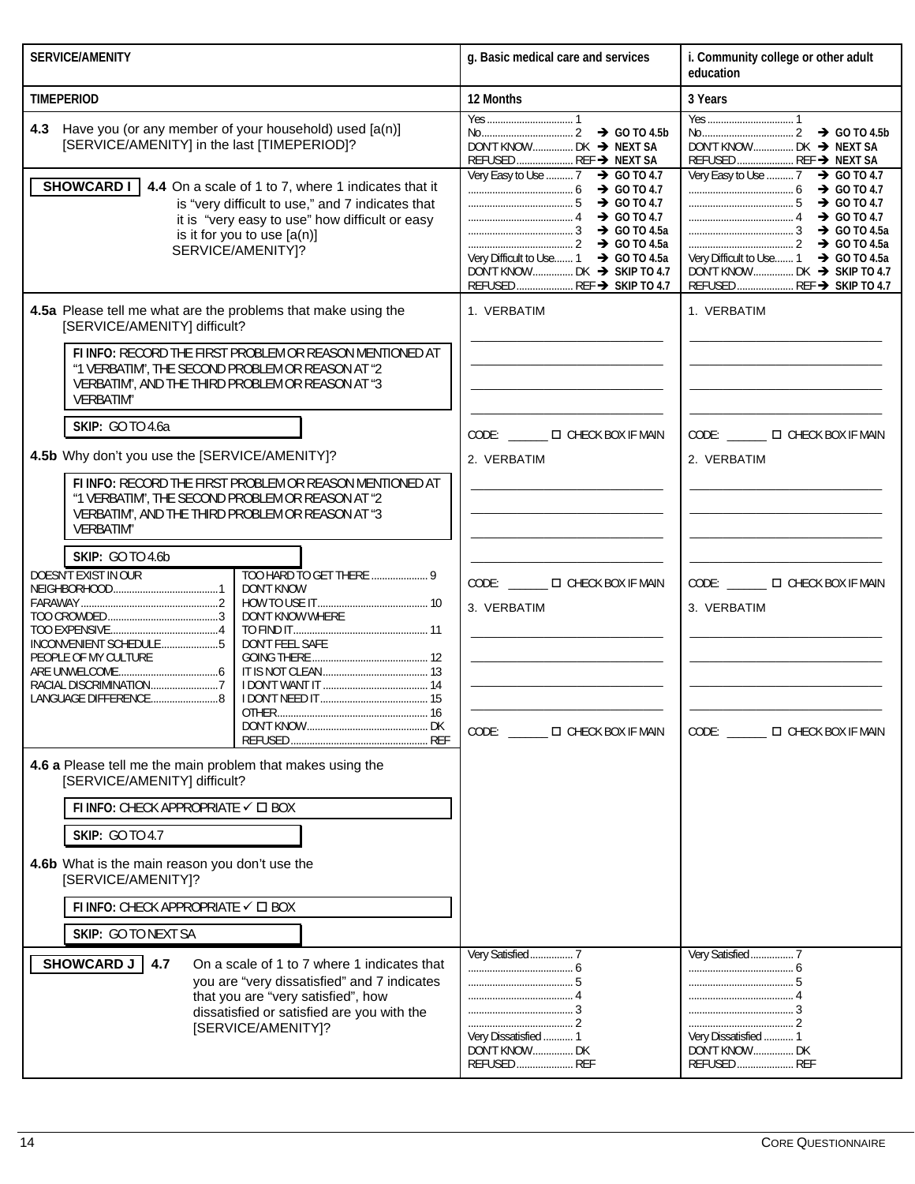| SERVICE/AMENITY | g. Basic medical care and services | i. Community college or other adult education |
|---|---|---|
| TIMEPERIOD | 12 Months | 3 Years |
| **4.3** Have you (or any member of your household) used [a(n)] [SERVICE/AMENITY] in the last [TIMEPERIOD]? | Yes .......... 1<br>No .......... 2 ➔ **GO TO 4.5b**<br>DON'T KNOW .......... DK ➔ **NEXT SA**<br>REFUSED .......... REF ➔ **NEXT SA** | Yes .......... 1<br>No .......... 2 ➔ **GO TO 4.5b**<br>DON'T KNOW .......... DK ➔ **NEXT SA**<br>REFUSED .......... REF ➔ **NEXT SA** |
| **SHOWCARD I** **4.4** On a scale of 1 to 7, where 1 indicates that it is "very difficult to use," and 7 indicates that it is "very easy to use" how difficult or easy is it for you to use [a(n)] SERVICE/AMENITY]? | Very Easy to Use .......... 7 ➔ **GO TO 4.7**<br>.......... 6 ➔ **GO TO 4.7**<br>.......... 5 ➔ **GO TO 4.7**<br>.......... 4 ➔ **GO TO 4.7**<br>.......... 3 ➔ **GO TO 4.5a**<br>.......... 2 ➔ **GO TO 4.5a**<br>Very Difficult to Use .......... 1 ➔ **GO TO 4.5a**<br>DON'T KNOW .......... DK ➔ **SKIP TO 4.7**<br>REFUSED .......... REF ➔ **SKIP TO 4.7** | Very Easy to Use .......... 7 ➔ **GO TO 4.7**<br>.......... 6 ➔ **GO TO 4.7**<br>.......... 5 ➔ **GO TO 4.7**<br>.......... 4 ➔ **GO TO 4.7**<br>.......... 3 ➔ **GO TO 4.5a**<br>.......... 2 ➔ **GO TO 4.5a**<br>Very Difficult to Use .......... 1 ➔ **GO TO 4.5a**<br>DON'T KNOW .......... DK ➔ **SKIP TO 4.7**<br>REFUSED .......... REF ➔ **SKIP TO 4.7** |
| **4.5a** Please tell me what are the problems that make using the [SERVICE/AMENITY] difficult?<br><br>**FI INFO:** RECORD THE FIRST PROBLEM OR REASON MENTIONED AT "1 VERBATIM", THE SECOND PROBLEM OR REASON AT "2 VERBATIM", AND THE THIRD PROBLEM OR REASON AT "3 VERBATIM"<br><br>**SKIP:** GO TO 4.6a<br><br>**4.5b** Why don't you use the [SERVICE/AMENITY]?<br><br>**FI INFO:** RECORD THE FIRST PROBLEM OR REASON MENTIONED AT "1 VERBATIM", THE SECOND PROBLEM OR REASON AT "2 VERBATIM", AND THE THIRD PROBLEM OR REASON AT "3 VERBATIM"<br><br>**SKIP:** GO TO 4.6b<br><br>DOESN'T EXIST IN OUR NEIGHBORHOOD .......... 1<br>FAR AWAY .......... 2<br>TOO CROWDED .......... 3<br>TOO EXPENSIVE .......... 4<br>INCONVENIENT SCHEDULE .......... 5<br>PEOPLE OF MY CULTURE ARE UNWELCOME .......... 6<br>RACIAL DISCRIMINATION .......... 7<br>LANGUAGE DIFFERENCE .......... 8<br>TOO HARD TO GET THERE .......... 9<br>DON'T KNOW HOW TO USE IT .......... 10<br>DON'T KNOW WHERE TO FIND IT .......... 11<br>DON'T FEEL SAFE GOING THERE .......... 12<br>IT IS NOT CLEAN .......... 13<br>I DON'T WANT IT .......... 14<br>I DON'T NEED IT .......... 15<br>OTHER .......... 16<br>DON'T KNOW .......... DK<br>REFUSED .......... REF | 1. VERBATIM<br>\_\_\_\_\_\_\_\_\_\_<br>\_\_\_\_\_\_\_\_\_\_<br>\_\_\_\_\_\_\_\_\_\_<br>\_\_\_\_\_\_\_\_\_\_<br>CODE: \_\_\_\_ ☐ CHECK BOX IF MAIN<br><br>2. VERBATIM<br>\_\_\_\_\_\_\_\_\_\_<br>\_\_\_\_\_\_\_\_\_\_<br>\_\_\_\_\_\_\_\_\_\_<br>\_\_\_\_\_\_\_\_\_\_<br>CODE: \_\_\_\_ ☐ CHECK BOX IF MAIN<br><br>3. VERBATIM<br>\_\_\_\_\_\_\_\_\_\_<br>\_\_\_\_\_\_\_\_\_\_<br>\_\_\_\_\_\_\_\_\_\_<br>\_\_\_\_\_\_\_\_\_\_<br>CODE: \_\_\_\_ ☐ CHECK BOX IF MAIN | 1. VERBATIM<br>\_\_\_\_\_\_\_\_\_\_<br>\_\_\_\_\_\_\_\_\_\_<br>\_\_\_\_\_\_\_\_\_\_<br>\_\_\_\_\_\_\_\_\_\_<br>CODE: \_\_\_\_ ☐ CHECK BOX IF MAIN<br><br>2. VERBATIM<br>\_\_\_\_\_\_\_\_\_\_<br>\_\_\_\_\_\_\_\_\_\_<br>\_\_\_\_\_\_\_\_\_\_<br>\_\_\_\_\_\_\_\_\_\_<br>CODE: \_\_\_\_ ☐ CHECK BOX IF MAIN<br><br>3. VERBATIM<br>\_\_\_\_\_\_\_\_\_\_<br>\_\_\_\_\_\_\_\_\_\_<br>\_\_\_\_\_\_\_\_\_\_<br>\_\_\_\_\_\_\_\_\_\_<br>CODE: \_\_\_\_ ☐ CHECK BOX IF MAIN |
| **4.6 a** Please tell me the main problem that makes using the [SERVICE/AMENITY] difficult?<br><br>**FI INFO:** CHECK APPROPRIATE ✓ ☐ BOX<br><br>**SKIP:** GO TO 4.7<br><br>**4.6b** What is the main reason you don't use the [SERVICE/AMENITY]?<br><br>**FI INFO:** CHECK APPROPRIATE ✓ ☐ BOX<br><br>**SKIP:** GO TO NEXT SA | | |
| **SHOWCARD J** **4.7** On a scale of 1 to 7 where 1 indicates that you are "very dissatisfied" and 7 indicates that you are "very satisfied", how dissatisfied or satisfied are you with the [SERVICE/AMENITY]? | Very Satisfied .......... 7<br>.......... 6<br>.......... 5<br>.......... 4<br>.......... 3<br>.......... 2<br>Very Dissatisfied .......... 1<br>DON'T KNOW .......... DK<br>REFUSED .......... REF | Very Satisfied .......... 7<br>.......... 6<br>.......... 5<br>.......... 4<br>.......... 3<br>.......... 2<br>Very Dissatisfied .......... 1<br>DON'T KNOW .......... DK<br>REFUSED .......... REF |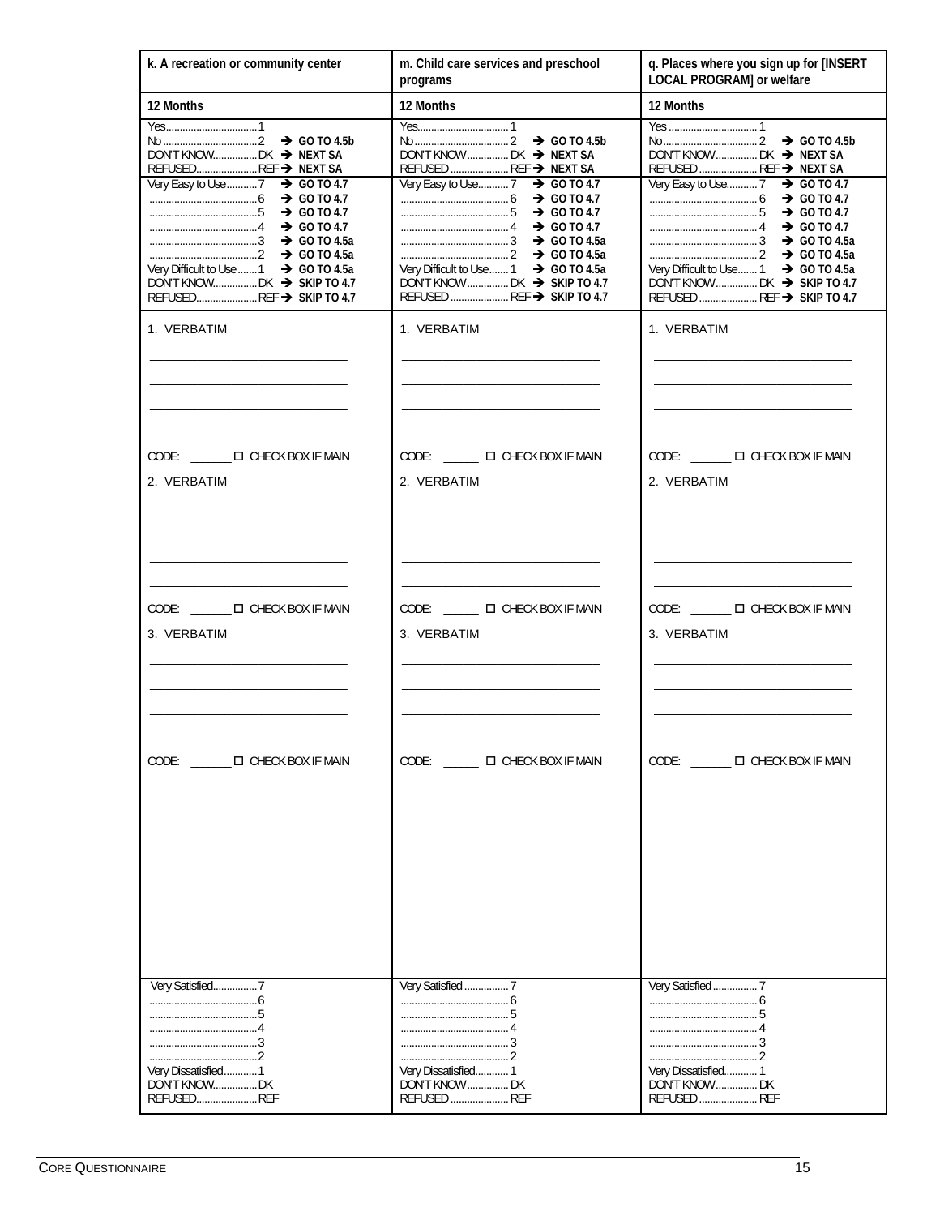| k. A recreation or community center | m. Child care services and preschool programs | q. Places where you sign up for [INSERT LOCAL PROGRAM] or welfare |
|---|---|---|
| 12 Months | 12 Months | 12 Months |
| Yes....1<br>No....2 ➔ GO TO 4.5b<br>DON'T KNOW....DK ➔ NEXT SA<br>REFUSED....REF ➔ NEXT SA | Yes....1<br>No....2 ➔ GO TO 4.5b<br>DON'T KNOW....DK ➔ NEXT SA<br>REFUSED....REF ➔ NEXT SA | Yes....1<br>No....2 ➔ GO TO 4.5b<br>DON'T KNOW....DK ➔ NEXT SA<br>REFUSED....REF ➔ NEXT SA |
| Very Easy to Use....7 ➔ GO TO 4.7<br>....6 ➔ GO TO 4.7<br>....5 ➔ GO TO 4.7<br>....4 ➔ GO TO 4.7<br>....3 ➔ GO TO 4.5a<br>....2 ➔ GO TO 4.5a<br>Very Difficult to Use....1 ➔ GO TO 4.5a<br>DON'T KNOW....DK ➔ SKIP TO 4.7<br>REFUSED....REF ➔ SKIP TO 4.7 | Very Easy to Use....7 ➔ GO TO 4.7<br>....6 ➔ GO TO 4.7<br>....5 ➔ GO TO 4.7<br>....4 ➔ GO TO 4.7<br>....3 ➔ GO TO 4.5a<br>....2 ➔ GO TO 4.5a<br>Very Difficult to Use....1 ➔ GO TO 4.5a<br>DON'T KNOW....DK ➔ SKIP TO 4.7<br>REFUSED....REF ➔ SKIP TO 4.7 | Very Easy to Use....7 ➔ GO TO 4.7<br>....6 ➔ GO TO 4.7<br>....5 ➔ GO TO 4.7<br>....4 ➔ GO TO 4.7<br>....3 ➔ GO TO 4.5a<br>....2 ➔ GO TO 4.5a<br>Very Difficult to Use....1 ➔ GO TO 4.5a<br>DON'T KNOW....DK ➔ SKIP TO 4.7<br>REFUSED....REF ➔ SKIP TO 4.7 |
| 1. VERBATIM<br>\_\_\_\_\_\_\_\_\_\_<br>\_\_\_\_\_\_\_\_\_\_<br>\_\_\_\_\_\_\_\_\_\_<br>\_\_\_\_\_\_\_\_\_\_<br>CODE: \_\_\_\_\_ ☐ CHECK BOX IF MAIN<br>2. VERBATIM<br>\_\_\_\_\_\_\_\_\_\_<br>\_\_\_\_\_\_\_\_\_\_<br>\_\_\_\_\_\_\_\_\_\_<br>\_\_\_\_\_\_\_\_\_\_<br>CODE: \_\_\_\_\_ ☐ CHECK BOX IF MAIN<br>3. VERBATIM<br>\_\_\_\_\_\_\_\_\_\_<br>\_\_\_\_\_\_\_\_\_\_<br>\_\_\_\_\_\_\_\_\_\_<br>\_\_\_\_\_\_\_\_\_\_<br>CODE: \_\_\_\_\_ ☐ CHECK BOX IF MAIN | 1. VERBATIM<br>\_\_\_\_\_\_\_\_\_\_<br>\_\_\_\_\_\_\_\_\_\_<br>\_\_\_\_\_\_\_\_\_\_<br>\_\_\_\_\_\_\_\_\_\_<br>CODE: \_\_\_\_\_ ☐ CHECK BOX IF MAIN<br>2. VERBATIM<br>\_\_\_\_\_\_\_\_\_\_<br>\_\_\_\_\_\_\_\_\_\_<br>\_\_\_\_\_\_\_\_\_\_<br>\_\_\_\_\_\_\_\_\_\_<br>CODE: \_\_\_\_\_ ☐ CHECK BOX IF MAIN<br>3. VERBATIM<br>\_\_\_\_\_\_\_\_\_\_<br>\_\_\_\_\_\_\_\_\_\_<br>\_\_\_\_\_\_\_\_\_\_<br>\_\_\_\_\_\_\_\_\_\_<br>CODE: \_\_\_\_\_ ☐ CHECK BOX IF MAIN | 1. VERBATIM<br>\_\_\_\_\_\_\_\_\_\_<br>\_\_\_\_\_\_\_\_\_\_<br>\_\_\_\_\_\_\_\_\_\_<br>\_\_\_\_\_\_\_\_\_\_<br>CODE: \_\_\_\_\_ ☐ CHECK BOX IF MAIN<br>2. VERBATIM<br>\_\_\_\_\_\_\_\_\_\_<br>\_\_\_\_\_\_\_\_\_\_<br>\_\_\_\_\_\_\_\_\_\_<br>\_\_\_\_\_\_\_\_\_\_<br>CODE: \_\_\_\_\_ ☐ CHECK BOX IF MAIN<br>3. VERBATIM<br>\_\_\_\_\_\_\_\_\_\_<br>\_\_\_\_\_\_\_\_\_\_<br>\_\_\_\_\_\_\_\_\_\_<br>\_\_\_\_\_\_\_\_\_\_<br>CODE: \_\_\_\_\_ ☐ CHECK BOX IF MAIN |
| Very Satisfied....7<br>....6<br>....5<br>....4<br>....3<br>....2<br>Very Dissatisfied....1<br>DON'T KNOW....DK<br>REFUSED....REF | Very Satisfied....7<br>....6<br>....5<br>....4<br>....3<br>....2<br>Very Dissatisfied....1<br>DON'T KNOW....DK<br>REFUSED....REF | Very Satisfied....7<br>....6<br>....5<br>....4<br>....3<br>....2<br>Very Dissatisfied....1<br>DON'T KNOW....DK<br>REFUSED....REF |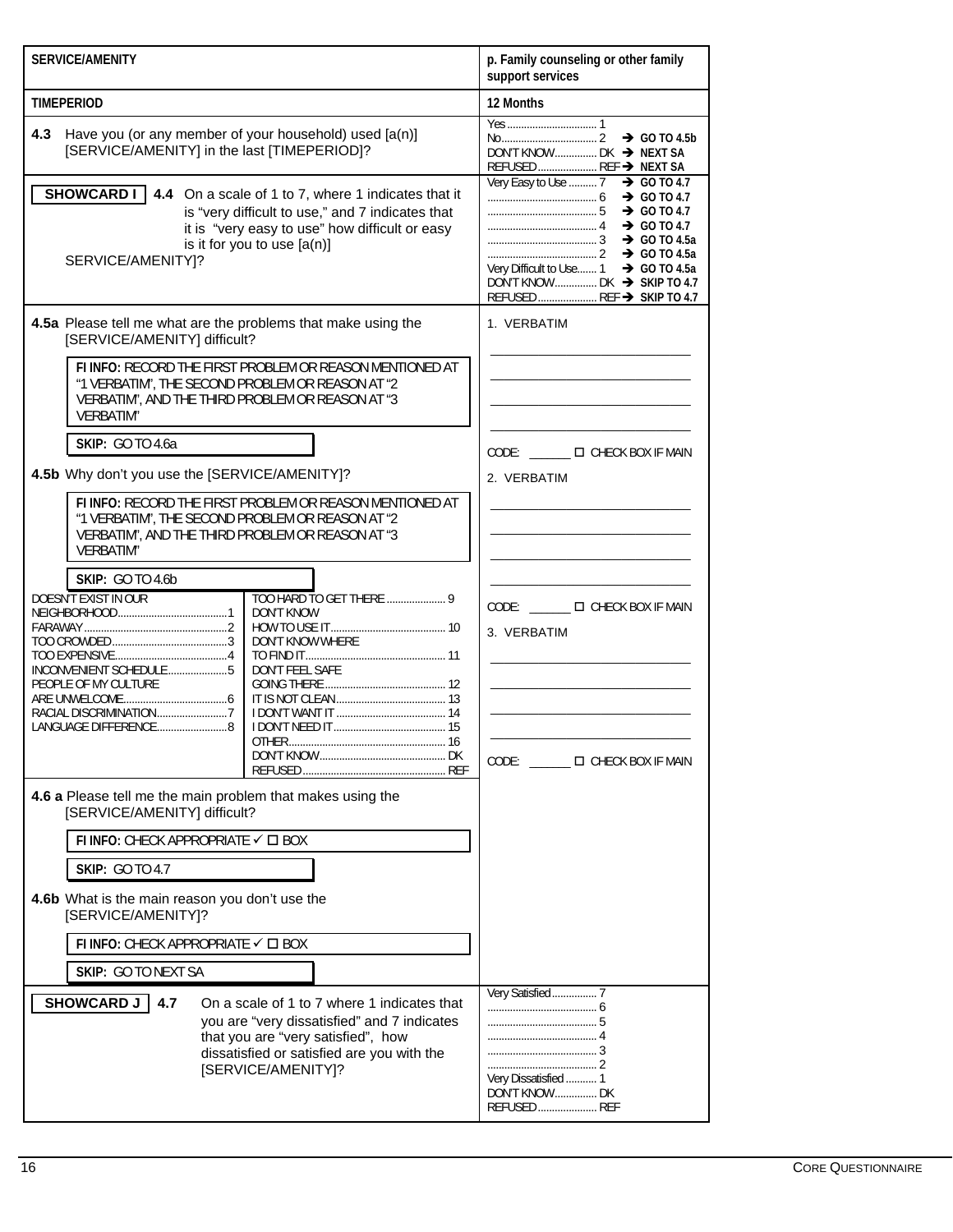| SERVICE/AMENITY | p. Family counseling or other family support services |
| --- | --- |
| TIMEPERIOD | 12 Months |
| **4.3** Have you (or any member of your household) used [a(n)] [SERVICE/AMENITY] in the last [TIMEPERIOD]? | Yes .......... 1<br>No .......... 2 → GO TO 4.5b<br>DON'T KNOW .......... DK → NEXT SA<br>REFUSED .......... REF → NEXT SA |
| **SHOWCARD I** **4.4** On a scale of 1 to 7, where 1 indicates that it is "very difficult to use," and 7 indicates that it is "very easy to use" how difficult or easy is it for you to use [a(n)] SERVICE/AMENITY]? | Very Easy to Use .......... 7 → GO TO 4.7<br>.......... 6 → GO TO 4.7<br>.......... 5 → GO TO 4.7<br>.......... 4 → GO TO 4.7<br>.......... 3 → GO TO 4.5a<br>.......... 2 → GO TO 4.5a<br>Very Difficult to Use .......... 1 → GO TO 4.5a<br>DON'T KNOW .......... DK → SKIP TO 4.7<br>REFUSED .......... REF → SKIP TO 4.7 |

**4.5a** Please tell me what are the problems that make using the [SERVICE/AMENITY] difficult?

**FI INFO:** RECORD THE FIRST PROBLEM OR REASON MENTIONED AT "1 VERBATIM", THE SECOND PROBLEM OR REASON AT "2 VERBATIM", AND THE THIRD PROBLEM OR REASON AT "3 VERBATIM"

**SKIP:** GO TO 4.6a

**4.5b** Why don't you use the [SERVICE/AMENITY]?

**FI INFO:** RECORD THE FIRST PROBLEM OR REASON MENTIONED AT "1 VERBATIM", THE SECOND PROBLEM OR REASON AT "2 VERBATIM", AND THE THIRD PROBLEM OR REASON AT "3 VERBATIM"

**SKIP:** GO TO 4.6b

| | |
| --- | --- |
| DOESN'T EXIST IN OUR NEIGHBORHOOD .......... 1 | TOO HARD TO GET THERE .......... 9 |
| FAR AWAY .......... 2 | DON'T KNOW HOW TO USE IT .......... 10 |
| TOO CROWDED .......... 3 | DON'T KNOW WHERE TO FIND IT .......... 11 |
| TOO EXPENSIVE .......... 4 | DON'T FEEL SAFE GOING THERE .......... 12 |
| INCONVENIENT SCHEDULE .......... 5 | IT IS NOT CLEAN .......... 13 |
| PEOPLE OF MY CULTURE ARE UNWELCOME .......... 6 | I DON'T WANT IT .......... 14 |
| RACIAL DISCRIMINATION .......... 7 | I DON'T NEED IT .......... 15 |
| LANGUAGE DIFFERENCE .......... 8 | OTHER .......... 16 |
| | DON'T KNOW .......... DK |
| | REFUSED .......... REF |

1. VERBATIM

\_\_\_\_\_\_\_\_\_\_\_\_\_\_\_\_\_\_\_\_\_\_\_\_\_\_\_\_

\_\_\_\_\_\_\_\_\_\_\_\_\_\_\_\_\_\_\_\_\_\_\_\_\_\_\_\_

\_\_\_\_\_\_\_\_\_\_\_\_\_\_\_\_\_\_\_\_\_\_\_\_\_\_\_\_

\_\_\_\_\_\_\_\_\_\_\_\_\_\_\_\_\_\_\_\_\_\_\_\_\_\_\_\_

CODE: \_\_\_\_\_\_ ☐ CHECK BOX IF MAIN

2. VERBATIM

\_\_\_\_\_\_\_\_\_\_\_\_\_\_\_\_\_\_\_\_\_\_\_\_\_\_\_\_

\_\_\_\_\_\_\_\_\_\_\_\_\_\_\_\_\_\_\_\_\_\_\_\_\_\_\_\_

\_\_\_\_\_\_\_\_\_\_\_\_\_\_\_\_\_\_\_\_\_\_\_\_\_\_\_\_

\_\_\_\_\_\_\_\_\_\_\_\_\_\_\_\_\_\_\_\_\_\_\_\_\_\_\_\_

CODE: \_\_\_\_\_\_ ☐ CHECK BOX IF MAIN

3. VERBATIM

\_\_\_\_\_\_\_\_\_\_\_\_\_\_\_\_\_\_\_\_\_\_\_\_\_\_\_\_

\_\_\_\_\_\_\_\_\_\_\_\_\_\_\_\_\_\_\_\_\_\_\_\_\_\_\_\_

\_\_\_\_\_\_\_\_\_\_\_\_\_\_\_\_\_\_\_\_\_\_\_\_\_\_\_\_

\_\_\_\_\_\_\_\_\_\_\_\_\_\_\_\_\_\_\_\_\_\_\_\_\_\_\_\_

CODE: \_\_\_\_\_\_ ☐ CHECK BOX IF MAIN

**4.6 a** Please tell me the main problem that makes using the [SERVICE/AMENITY] difficult?

**FI INFO:** CHECK APPROPRIATE ✓ ☐ BOX

**SKIP:** GO TO 4.7

**4.6b** What is the main reason you don't use the [SERVICE/AMENITY]?

**FI INFO:** CHECK APPROPRIATE ✓ ☐ BOX

**SKIP:** GO TO NEXT SA

| | |
| --- | --- |
| **SHOWCARD J** **4.7** On a scale of 1 to 7 where 1 indicates that you are "very dissatisfied" and 7 indicates that you are "very satisfied", how dissatisfied or satisfied are you with the [SERVICE/AMENITY]? | Very Satisfied .......... 7<br>.......... 6<br>.......... 5<br>.......... 4<br>.......... 3<br>.......... 2<br>Very Dissatisfied .......... 1<br>DON'T KNOW .......... DK<br>REFUSED .......... REF |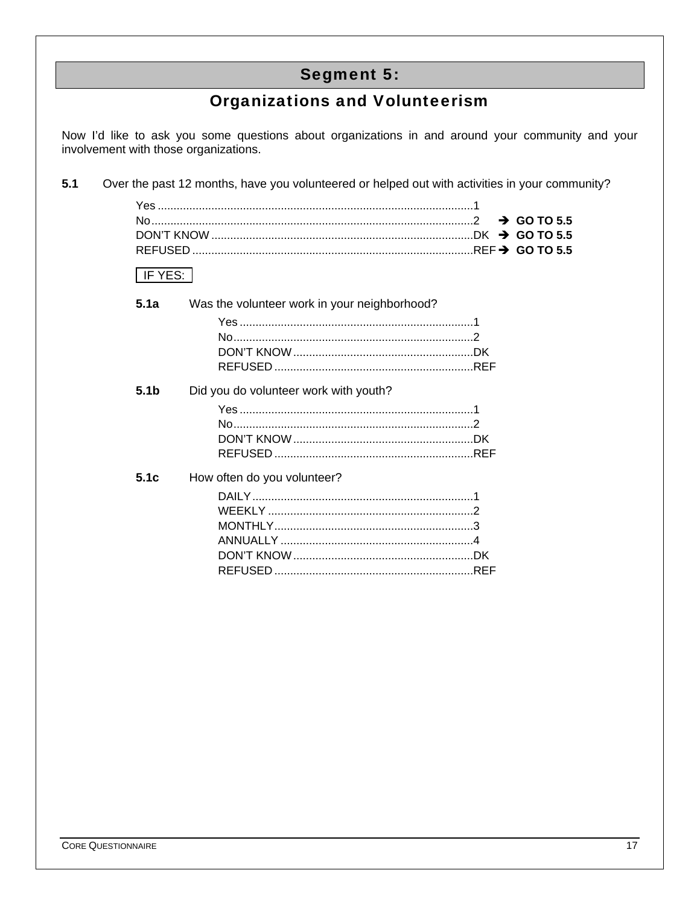# Segment 5:

## Organizations and Volunteerism

Now I'd like to ask you some questions about organizations in and around your community and your involvement with those organizations.

**5.1** Over the past 12 months, have you volunteered or helped out with activities in your community?

- Yes ....................................................................................................1
- No.......................................................................................................2 ➔ **GO TO 5.5**
- DON'T KNOW ..................................................................................DK ➔ **GO TO 5.5**
- REFUSED ........................................................................................REF ➔ **GO TO 5.5**

IF YES:

**5.1a** Was the volunteer work in your neighborhood?

- Yes ..........................................................................1
- No............................................................................2
- DON'T KNOW .........................................................DK
- REFUSED ...............................................................REF

**5.1b** Did you do volunteer work with youth?

- Yes ..........................................................................1
- No............................................................................2
- DON'T KNOW .........................................................DK
- REFUSED ...............................................................REF

**5.1c** How often do you volunteer?

- DAILY......................................................................1
- WEEKLY .................................................................2
- MONTHLY...............................................................3
- ANNUALLY .............................................................4
- DON'T KNOW .........................................................DK
- REFUSED ...............................................................REF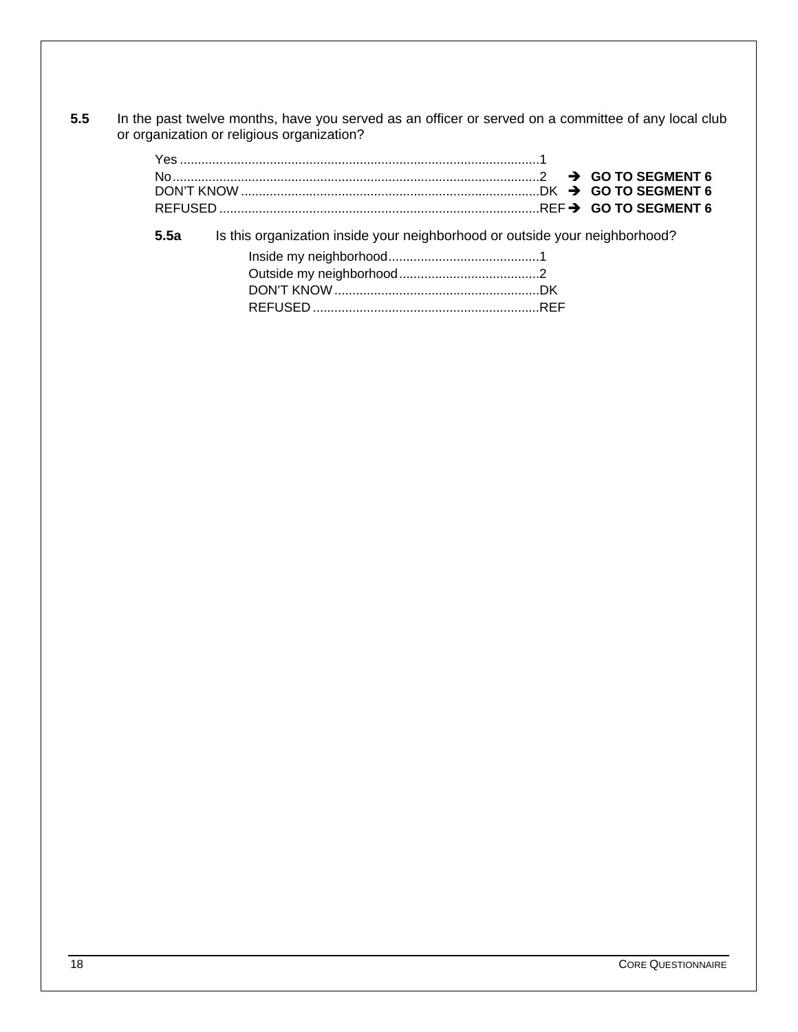**5.5** In the past twelve months, have you served as an officer or served on a committee of any local club or organization or religious organization?

Yes ......................................................................................................1
No........................................................................................................2 ➔ **GO TO SEGMENT 6**
DON'T KNOW .....................................................................................DK ➔ **GO TO SEGMENT 6**
REFUSED ...........................................................................................REF ➔ **GO TO SEGMENT 6**

**5.5a** Is this organization inside your neighborhood or outside your neighborhood?

Inside my neighborhood..........................................1
Outside my neighborhood.......................................2
DON'T KNOW .........................................................DK
REFUSED ...............................................................REF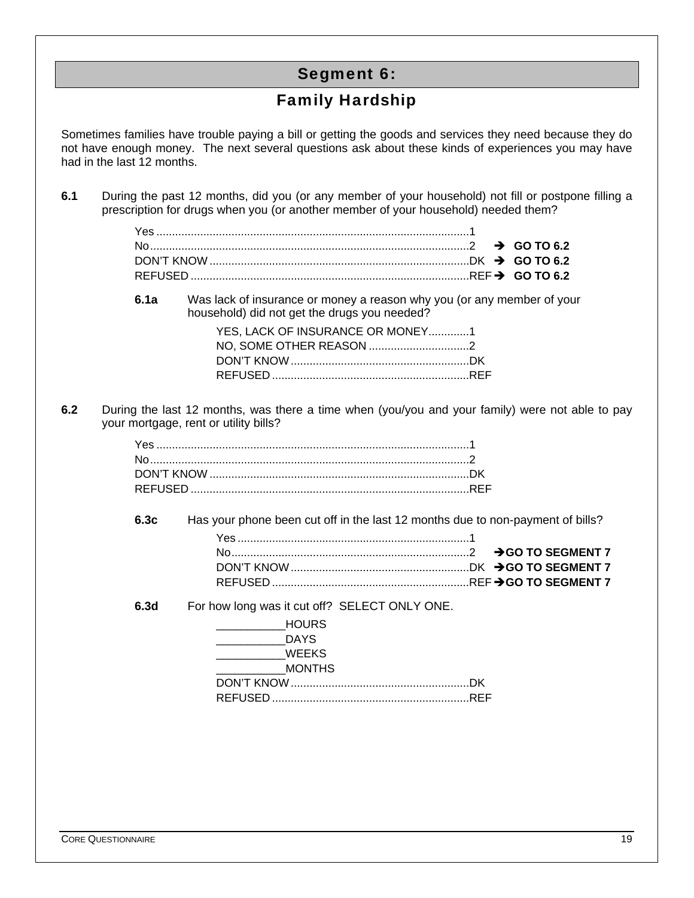# Segment 6:

## Family Hardship

Sometimes families have trouble paying a bill or getting the goods and services they need because they do not have enough money. The next several questions ask about these kinds of experiences you may have had in the last 12 months.

**6.1** During the past 12 months, did you (or any member of your household) not fill or postpone filling a prescription for drugs when you (or another member of your household) needed them?

- Yes ........................................1
- No..........................................2 ➔ **GO TO 6.2**
- DON'T KNOW ..............................DK ➔ **GO TO 6.2**
- REFUSED ..................................REF ➔ **GO TO 6.2**

**6.1a** Was lack of insurance or money a reason why you (or any member of your household) did not get the drugs you needed?

- YES, LACK OF INSURANCE OR MONEY.............1
- NO, SOME OTHER REASON ................................2
- DON'T KNOW ..........................................DK
- REFUSED ..............................................REF

**6.2** During the last 12 months, was there a time when (you/you and your family) were not able to pay your mortgage, rent or utility bills?

- Yes ........................................1
- No..........................................2
- DON'T KNOW ..............................DK
- REFUSED ..................................REF

**6.3c** Has your phone been cut off in the last 12 months due to non-payment of bills?

- Yes ........................................1
- No..........................................2 ➔ **GO TO SEGMENT 7**
- DON'T KNOW ..............................DK ➔ **GO TO SEGMENT 7**
- REFUSED ..................................REF ➔ **GO TO SEGMENT 7**

**6.3d** For how long was it cut off? SELECT ONLY ONE.

- ___________HOURS
- ___________DAYS
- ___________WEEKS
- ___________MONTHS
- DON'T KNOW ..............................DK
- REFUSED ..................................REF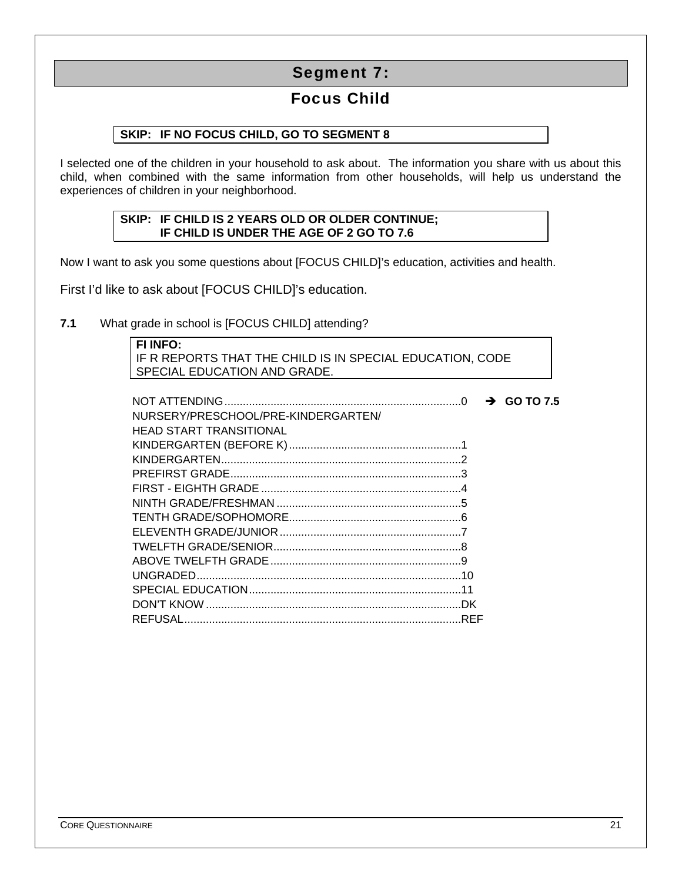# Segment 7:

## Focus Child

**SKIP: IF NO FOCUS CHILD, GO TO SEGMENT 8**

I selected one of the children in your household to ask about. The information you share with us about this child, when combined with the same information from other households, will help us understand the experiences of children in your neighborhood.

**SKIP: IF CHILD IS 2 YEARS OLD OR OLDER CONTINUE; IF CHILD IS UNDER THE AGE OF 2 GO TO 7.6**

Now I want to ask you some questions about [FOCUS CHILD]'s education, activities and health.

First I'd like to ask about [FOCUS CHILD]'s education.

**7.1** What grade in school is [FOCUS CHILD] attending?

**FI INFO:**
IF R REPORTS THAT THE CHILD IS IN SPECIAL EDUCATION, CODE SPECIAL EDUCATION AND GRADE.

| Response | Code | Skip |
|---|---|---|
| NOT ATTENDING | 0 | ➔ **GO TO 7.5** |
| NURSERY/PRESCHOOL/PRE-KINDERGARTEN/ HEAD START TRANSITIONAL KINDERGARTEN (BEFORE K) | 1 | |
| KINDERGARTEN | 2 | |
| PREFIRST GRADE | 3 | |
| FIRST - EIGHTH GRADE | 4 | |
| NINTH GRADE/FRESHMAN | 5 | |
| TENTH GRADE/SOPHOMORE | 6 | |
| ELEVENTH GRADE/JUNIOR | 7 | |
| TWELFTH GRADE/SENIOR | 8 | |
| ABOVE TWELFTH GRADE | 9 | |
| UNGRADED | 10 | |
| SPECIAL EDUCATION | 11 | |
| DON'T KNOW | DK | |
| REFUSAL | REF | |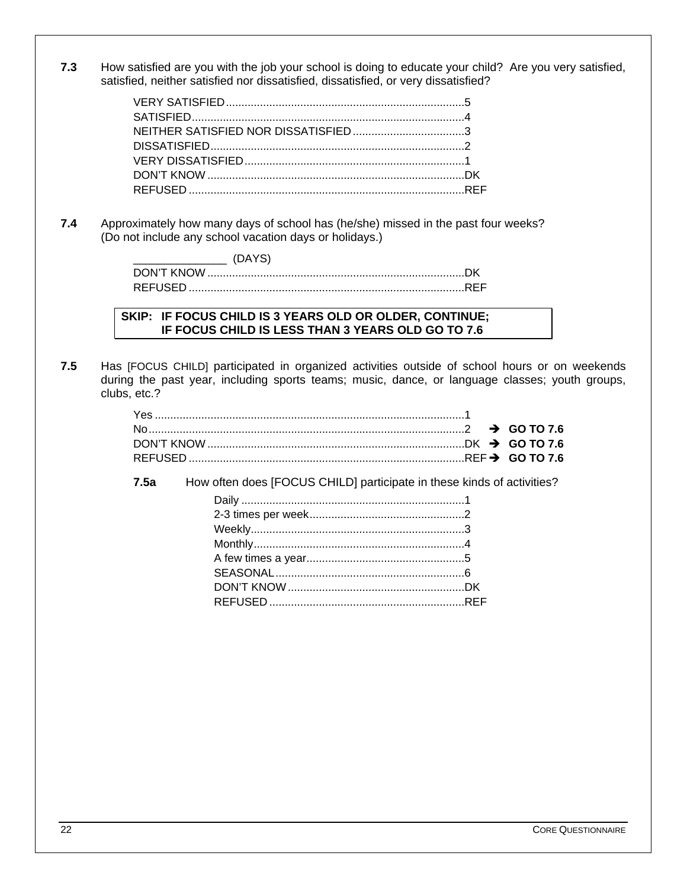**7.3** How satisfied are you with the job your school is doing to educate your child? Are you very satisfied, satisfied, neither satisfied nor dissatisfied, dissatisfied, or very dissatisfied?

- VERY SATISFIED............................................................................5
- SATISFIED.......................................................................................4
- NEITHER SATISFIED NOR DISSATISFIED....................................3
- DISSATISFIED.................................................................................2
- VERY DISSATISFIED.......................................................................1
- DON'T KNOW..................................................................................DK
- REFUSED........................................................................................REF

**7.4** Approximately how many days of school has (he/she) missed in the past four weeks? (Do not include any school vacation days or holidays.)

- _______________ (DAYS)
- DON'T KNOW..................................................................................DK
- REFUSED........................................................................................REF

> **SKIP: IF FOCUS CHILD IS 3 YEARS OLD OR OLDER, CONTINUE;**
> **IF FOCUS CHILD IS LESS THAN 3 YEARS OLD GO TO 7.6**

**7.5** Has [FOCUS CHILD] participated in organized activities outside of school hours or on weekends during the past year, including sports teams; music, dance, or language classes; youth groups, clubs, etc.?

- Yes ...................................................................................................1
- No.....................................................................................................2 ➔ **GO TO 7.6**
- DON'T KNOW..................................................................................DK ➔ **GO TO 7.6**
- REFUSED........................................................................................REF ➔ **GO TO 7.6**

**7.5a** How often does [FOCUS CHILD] participate in these kinds of activities?

- Daily ........................................................................1
- 2-3 times per week..................................................2
- Weekly.....................................................................3
- Monthly....................................................................4
- A few times a year...................................................5
- SEASONAL.............................................................6
- DON'T KNOW..........................................................DK
- REFUSED................................................................REF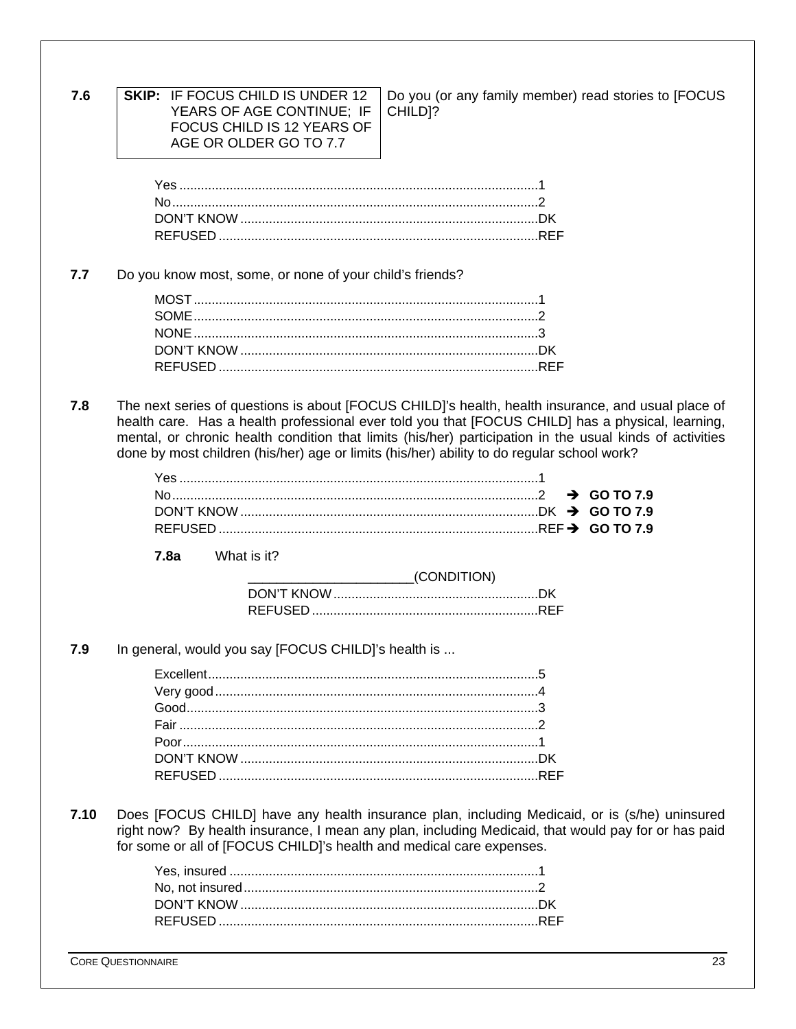**7.6**

| **SKIP:** IF FOCUS CHILD IS UNDER 12 YEARS OF AGE CONTINUE; IF FOCUS CHILD IS 12 YEARS OF AGE OR OLDER GO TO 7.7 |
|---|

Do you (or any family member) read stories to [FOCUS CHILD]?

- Yes ....................................................................................................1
- No.......................................................................................................2
- DON'T KNOW ...................................................................................DK
- REFUSED .........................................................................................REF

**7.7** Do you know most, some, or none of your child's friends?

- MOST ................................................................................................1
- SOME................................................................................................2
- NONE ................................................................................................3
- DON'T KNOW ...................................................................................DK
- REFUSED .........................................................................................REF

**7.8** The next series of questions is about [FOCUS CHILD]'s health, health insurance, and usual place of health care. Has a health professional ever told you that [FOCUS CHILD] has a physical, learning, mental, or chronic health condition that limits (his/her) participation in the usual kinds of activities done by most children (his/her) age or limits (his/her) ability to do regular school work?

- Yes ....................................................................................................1
- No.......................................................................................................2 ➔ **GO TO 7.9**
- DON'T KNOW ...................................................................................DK ➔ **GO TO 7.9**
- REFUSED .........................................................................................REF ➔ **GO TO 7.9**

**7.8a** What is it?

_______________________(CONDITION)
- DON'T KNOW ..........................................................DK
- REFUSED ................................................................REF

**7.9** In general, would you say [FOCUS CHILD]'s health is ...

- Excellent............................................................................................5
- Very good..........................................................................................4
- Good..................................................................................................3
- Fair ....................................................................................................2
- Poor...................................................................................................1
- DON'T KNOW ...................................................................................DK
- REFUSED .........................................................................................REF

**7.10** Does [FOCUS CHILD] have any health insurance plan, including Medicaid, or is (s/he) uninsured right now? By health insurance, I mean any plan, including Medicaid, that would pay for or has paid for some or all of [FOCUS CHILD]'s health and medical care expenses.

- Yes, insured ......................................................................................1
- No, not insured..................................................................................2
- DON'T KNOW ...................................................................................DK
- REFUSED .........................................................................................REF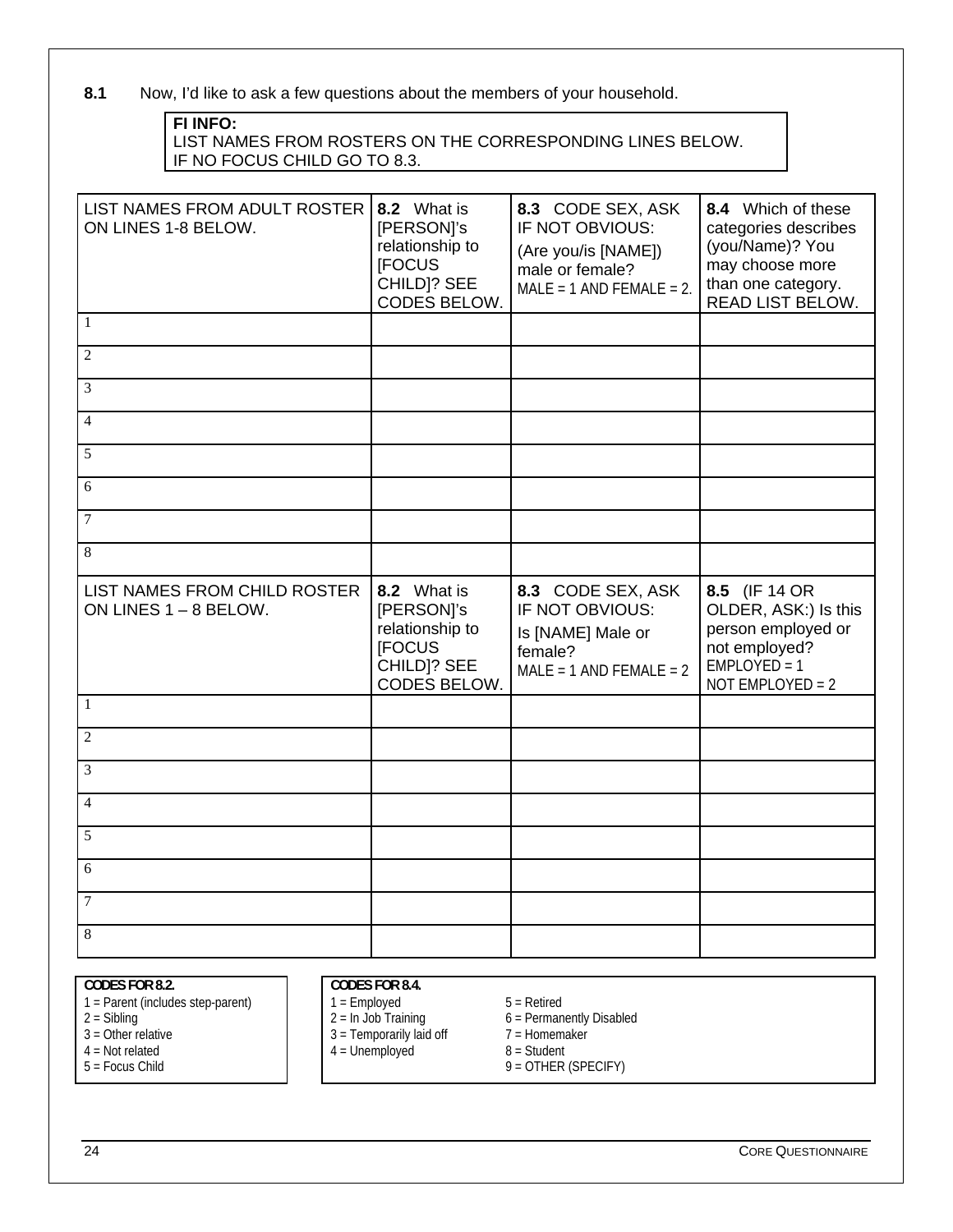**8.1** Now, I'd like to ask a few questions about the members of your household.

> **FI INFO:**
> LIST NAMES FROM ROSTERS ON THE CORRESPONDING LINES BELOW.
> IF NO FOCUS CHILD GO TO 8.3.

| LIST NAMES FROM ADULT ROSTER ON LINES 1-8 BELOW. | **8.2** What is [PERSON]'s relationship to [FOCUS CHILD]? SEE CODES BELOW. | **8.3** CODE SEX, ASK IF NOT OBVIOUS: (Are you/is [NAME]) male or female? MALE = 1 AND FEMALE = 2. | **8.4** Which of these categories describes (you/Name)? You may choose more than one category. READ LIST BELOW. |
|---|---|---|---|
| 1 | | | |
| 2 | | | |
| 3 | | | |
| 4 | | | |
| 5 | | | |
| 6 | | | |
| 7 | | | |
| 8 | | | |
| LIST NAMES FROM CHILD ROSTER ON LINES 1 – 8 BELOW. | **8.2** What is [PERSON]'s relationship to [FOCUS CHILD]? SEE CODES BELOW. | **8.3** CODE SEX, ASK IF NOT OBVIOUS: Is [NAME] Male or female? MALE = 1 AND FEMALE = 2 | **8.5** (IF 14 OR OLDER, ASK:) Is this person employed or not employed? EMPLOYED = 1 NOT EMPLOYED = 2 |
| 1 | | | |
| 2 | | | |
| 3 | | | |
| 4 | | | |
| 5 | | | |
| 6 | | | |
| 7 | | | |
| 8 | | | |

**CODES FOR 8.2.**

1 = Parent (includes step-parent)
2 = Sibling
3 = Other relative
4 = Not related
5 = Focus Child

**CODES FOR 8.4.**

1 = Employed
2 = In Job Training
3 = Temporarily laid off
4 = Unemployed
5 = Retired
6 = Permanently Disabled
7 = Homemaker
8 = Student
9 = OTHER (SPECIFY)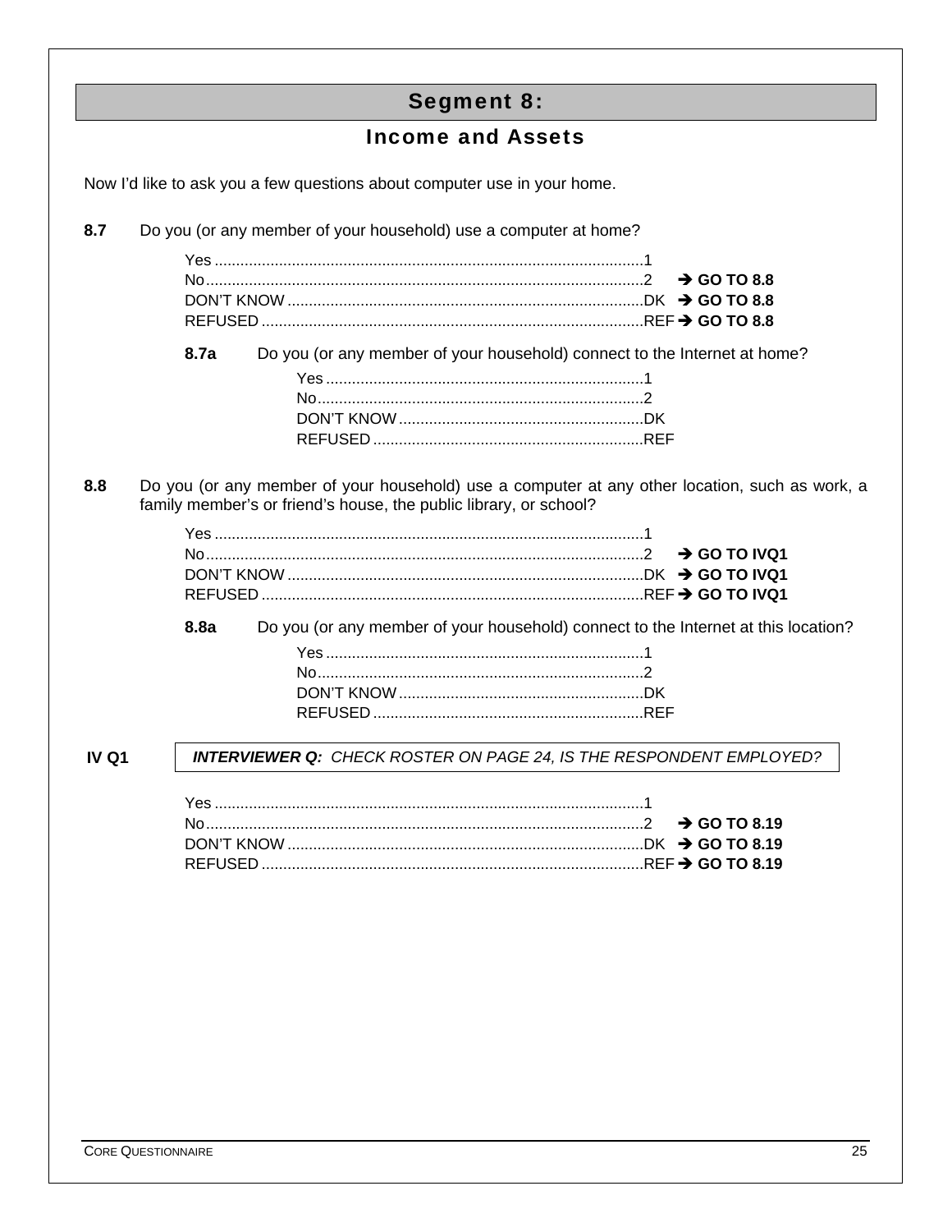# Segment 8:

## Income and Assets

Now I'd like to ask you a few questions about computer use in your home.

**8.7** Do you (or any member of your household) use a computer at home?

| | | |
|---|---|---|
| Yes | 1 | |
| No | 2 | **➔ GO TO 8.8** |
| DON'T KNOW | DK | **➔ GO TO 8.8** |
| REFUSED | REF | **➔ GO TO 8.8** |

**8.7a** Do you (or any member of your household) connect to the Internet at home?

| | |
|---|---|
| Yes | 1 |
| No | 2 |
| DON'T KNOW | DK |
| REFUSED | REF |

**8.8** Do you (or any member of your household) use a computer at any other location, such as work, a family member's or friend's house, the public library, or school?

| | | |
|---|---|---|
| Yes | 1 | |
| No | 2 | **➔ GO TO IVQ1** |
| DON'T KNOW | DK | **➔ GO TO IVQ1** |
| REFUSED | REF | **➔ GO TO IVQ1** |

**8.8a** Do you (or any member of your household) connect to the Internet at this location?

| | |
|---|---|
| Yes | 1 |
| No | 2 |
| DON'T KNOW | DK |
| REFUSED | REF |

**IV Q1** ***INTERVIEWER Q:*** *CHECK ROSTER ON PAGE 24, IS THE RESPONDENT EMPLOYED?*

| | | |
|---|---|---|
| Yes | 1 | |
| No | 2 | **➔ GO TO 8.19** |
| DON'T KNOW | DK | **➔ GO TO 8.19** |
| REFUSED | REF | **➔ GO TO 8.19** |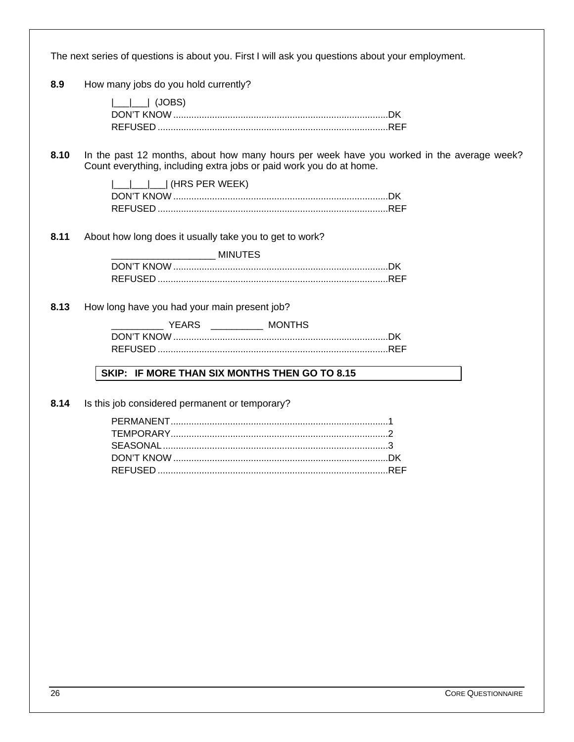The next series of questions is about you. First I will ask you questions about your employment.

**8.9** How many jobs do you hold currently?

|___|___| (JOBS)
DON'T KNOW ....................................................................................DK
REFUSED ..........................................................................................REF

**8.10** In the past 12 months, about how many hours per week have you worked in the average week? Count everything, including extra jobs or paid work you do at home.

|___|___|___| (HRS PER WEEK)
DON'T KNOW ....................................................................................DK
REFUSED ..........................................................................................REF

**8.11** About how long does it usually take you to get to work?

____________________ MINUTES
DON'T KNOW ....................................................................................DK
REFUSED ..........................................................................................REF

**8.13** How long have you had your main present job?

__________ YEARS __________ MONTHS
DON'T KNOW ....................................................................................DK
REFUSED ..........................................................................................REF

**SKIP: IF MORE THAN SIX MONTHS THEN GO TO 8.15**

**8.14** Is this job considered permanent or temporary?

PERMANENT.....................................................................................1
TEMPORARY.....................................................................................2
SEASONAL........................................................................................3
DON'T KNOW ....................................................................................DK
REFUSED ..........................................................................................REF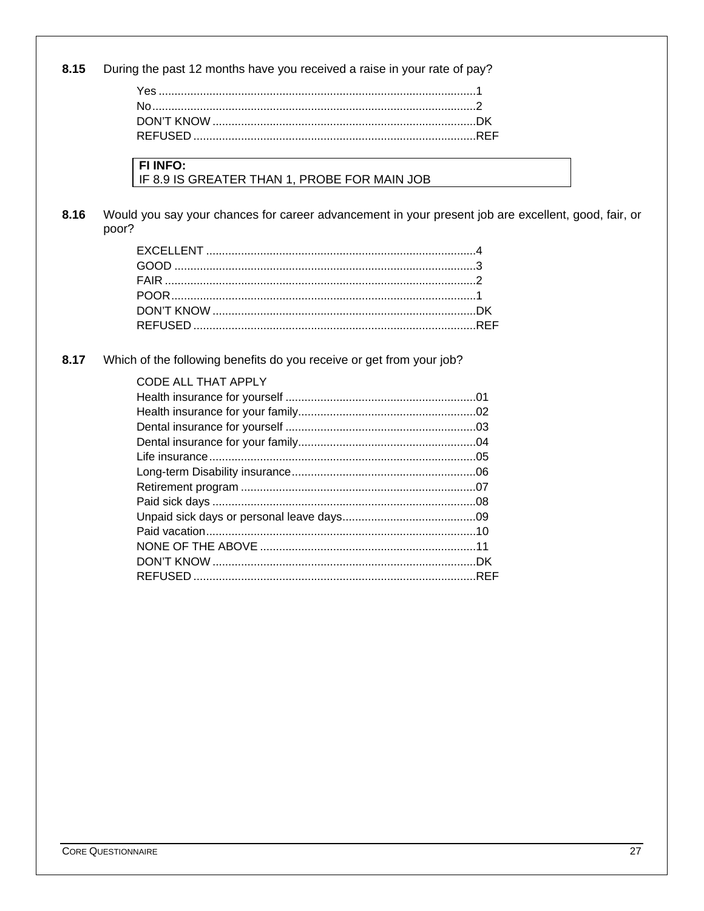**8.15** During the past 12 months have you received a raise in your rate of pay?

Yes ....................................................................................................1
No......................................................................................................2
DON'T KNOW ..................................................................................DK
REFUSED ........................................................................................REF

> **FI INFO:**
> IF 8.9 IS GREATER THAN 1, PROBE FOR MAIN JOB

**8.16** Would you say your chances for career advancement in your present job are excellent, good, fair, or poor?

EXCELLENT .....................................................................................4
GOOD ..............................................................................................3
FAIR .................................................................................................2
POOR...............................................................................................1
DON'T KNOW ..................................................................................DK
REFUSED ........................................................................................REF

**8.17** Which of the following benefits do you receive or get from your job?

CODE ALL THAT APPLY
Health insurance for yourself ............................................................01
Health insurance for your family........................................................02
Dental insurance for yourself ............................................................03
Dental insurance for your family........................................................04
Life insurance...................................................................................05
Long-term Disability insurance..........................................................06
Retirement program .........................................................................07
Paid sick days ..................................................................................08
Unpaid sick days or personal leave days..........................................09
Paid vacation....................................................................................10
NONE OF THE ABOVE ....................................................................11
DON'T KNOW ..................................................................................DK
REFUSED ........................................................................................REF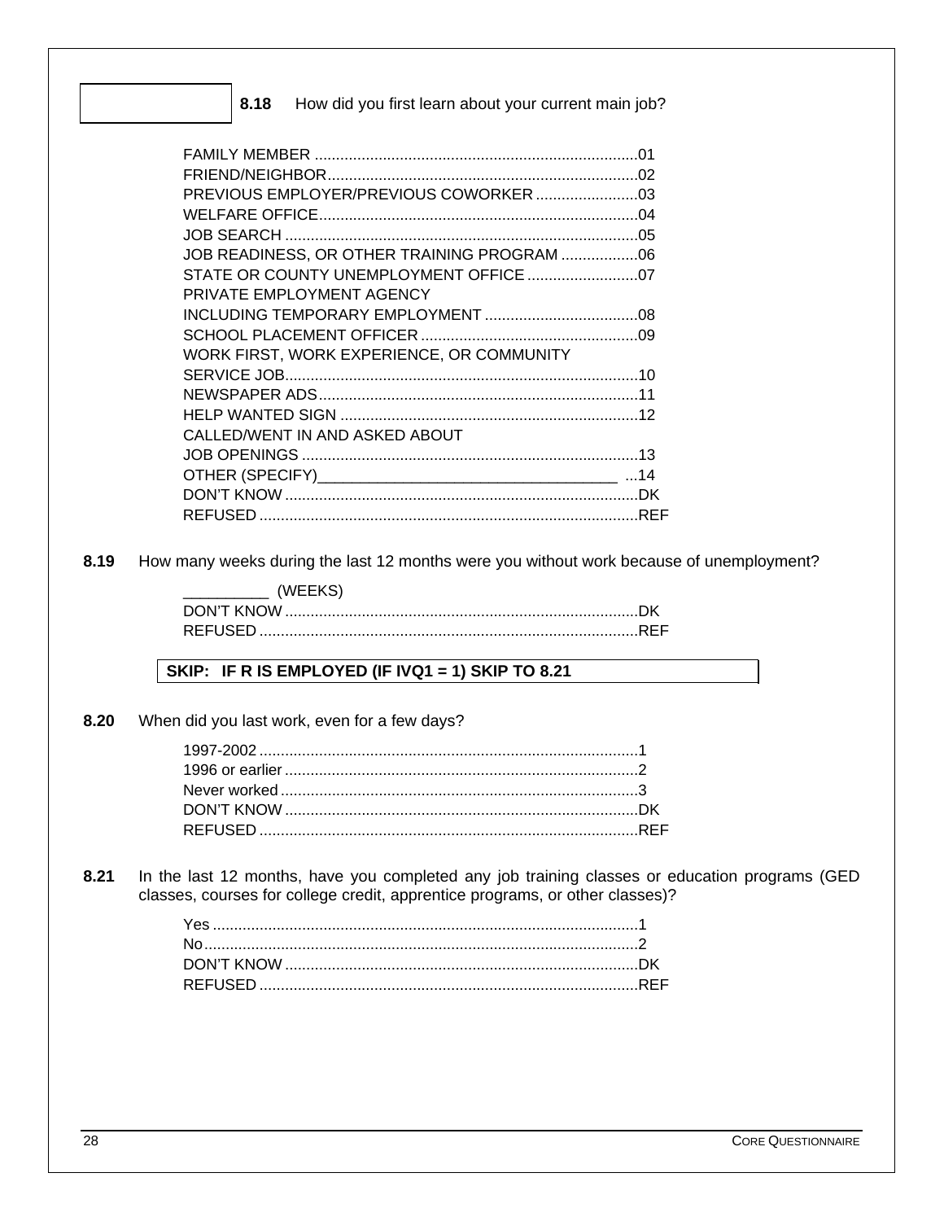**8.18** How did you first learn about your current main job?

- FAMILY MEMBER ....................01
- FRIEND/NEIGHBOR....................02
- PREVIOUS EMPLOYER/PREVIOUS COWORKER ....................03
- WELFARE OFFICE....................04
- JOB SEARCH ....................05
- JOB READINESS, OR OTHER TRAINING PROGRAM ....................06
- STATE OR COUNTY UNEMPLOYMENT OFFICE ....................07
- PRIVATE EMPLOYMENT AGENCY INCLUDING TEMPORARY EMPLOYMENT ....................08
- SCHOOL PLACEMENT OFFICER ....................09
- WORK FIRST, WORK EXPERIENCE, OR COMMUNITY SERVICE JOB....................10
- NEWSPAPER ADS....................11
- HELP WANTED SIGN ....................12
- CALLED/WENT IN AND ASKED ABOUT JOB OPENINGS ....................13
- OTHER (SPECIFY)___________________________________ ...14
- DON'T KNOW ....................DK
- REFUSED ....................REF

**8.19** How many weeks during the last 12 months were you without work because of unemployment?

- __________ (WEEKS)
- DON'T KNOW ....................DK
- REFUSED ....................REF

**SKIP: IF R IS EMPLOYED (IF IVQ1 = 1) SKIP TO 8.21**

**8.20** When did you last work, even for a few days?

- 1997-2002 ....................1
- 1996 or earlier ....................2
- Never worked ....................3
- DON'T KNOW ....................DK
- REFUSED ....................REF

**8.21** In the last 12 months, have you completed any job training classes or education programs (GED classes, courses for college credit, apprentice programs, or other classes)?

- Yes ....................1
- No....................2
- DON'T KNOW ....................DK
- REFUSED ....................REF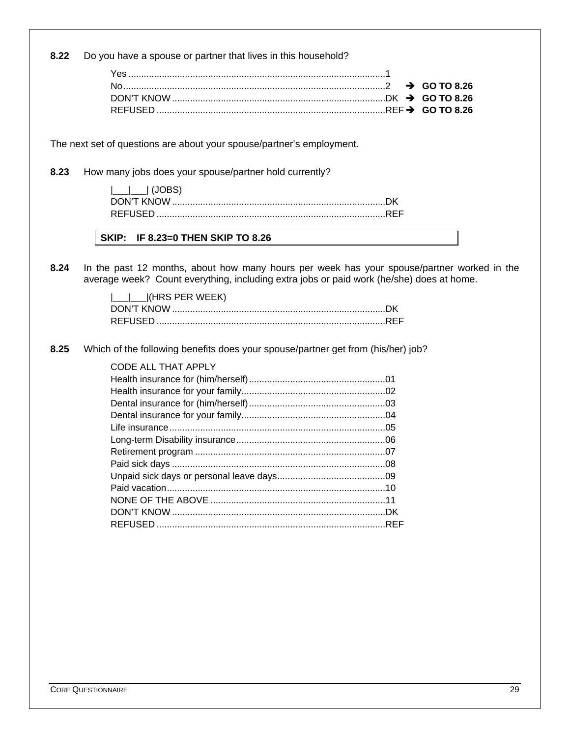**8.22** Do you have a spouse or partner that lives in this household?

Yes ....................................................................................................1
No.......................................................................................................2 ➔ **GO TO 8.26**
DON'T KNOW ...................................................................................DK ➔ **GO TO 8.26**
REFUSED .........................................................................................REF ➔ **GO TO 8.26**

The next set of questions are about your spouse/partner's employment.

**8.23** How many jobs does your spouse/partner hold currently?

|___|___| (JOBS)
DON'T KNOW ...................................................................................DK
REFUSED .........................................................................................REF

**SKIP: IF 8.23=0 THEN SKIP TO 8.26**

**8.24** In the past 12 months, about how many hours per week has your spouse/partner worked in the average week? Count everything, including extra jobs or paid work (he/she) does at home.

|___|___|(HRS PER WEEK)
DON'T KNOW ...................................................................................DK
REFUSED .........................................................................................REF

**8.25** Which of the following benefits does your spouse/partner get from (his/her) job?

CODE ALL THAT APPLY
Health insurance for (him/herself).....................................................01
Health insurance for your family........................................................02
Dental insurance for (him/herself).....................................................03
Dental insurance for your family........................................................04
Life insurance....................................................................................05
Long-term Disability insurance..........................................................06
Retirement program ..........................................................................07
Paid sick days ...................................................................................08
Unpaid sick days or personal leave days..........................................09
Paid vacation.....................................................................................10
NONE OF THE ABOVE ....................................................................11
DON'T KNOW ...................................................................................DK
REFUSED .........................................................................................REF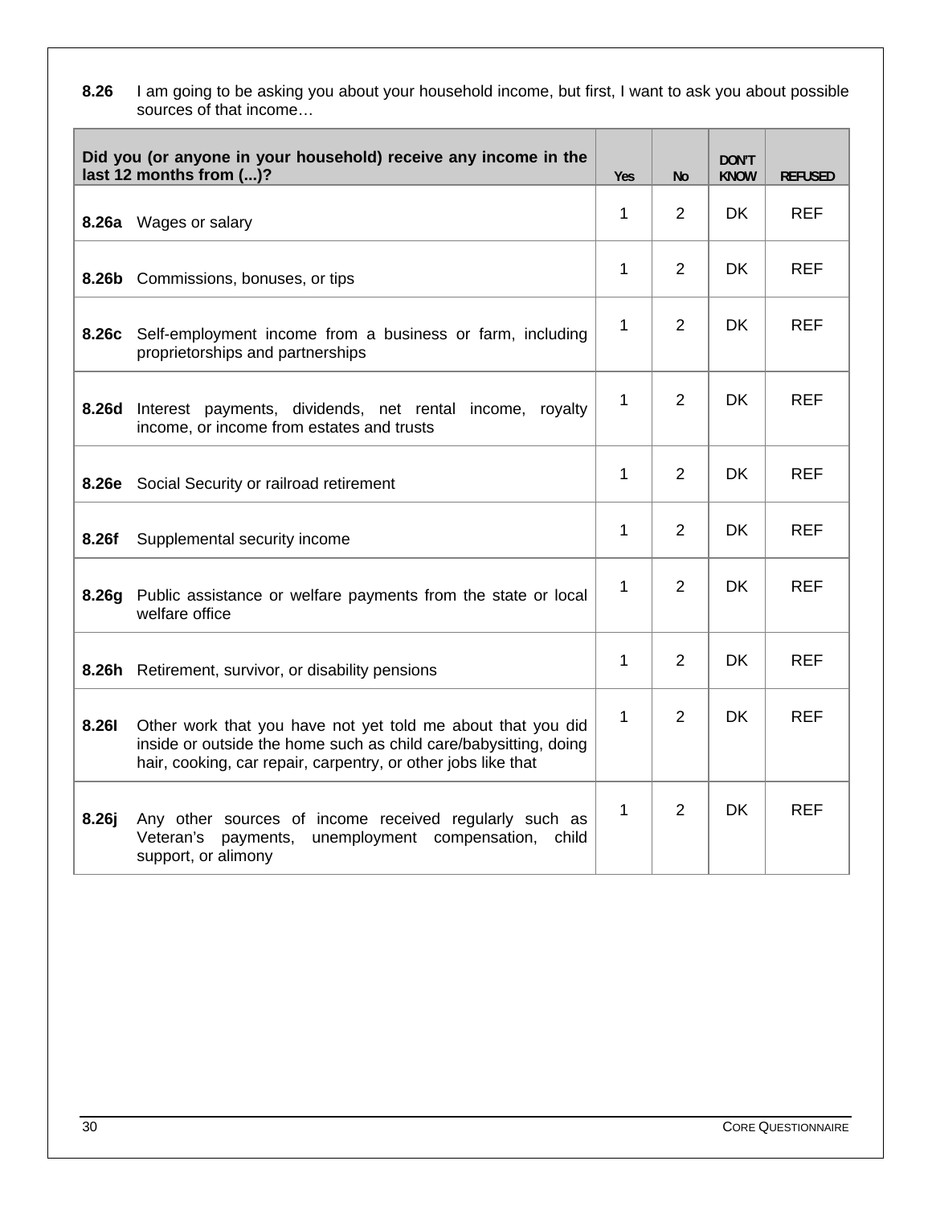**8.26** I am going to be asking you about your household income, but first, I want to ask you about possible sources of that income…

| Did you (or anyone in your household) receive any income in the last 12 months from (...)? | Yes | No | DON'T KNOW | REFUSED |
|---|---|---|---|---|
| **8.26a** Wages or salary | 1 | 2 | DK | REF |
| **8.26b** Commissions, bonuses, or tips | 1 | 2 | DK | REF |
| **8.26c** Self-employment income from a business or farm, including proprietorships and partnerships | 1 | 2 | DK | REF |
| **8.26d** Interest payments, dividends, net rental income, royalty income, or income from estates and trusts | 1 | 2 | DK | REF |
| **8.26e** Social Security or railroad retirement | 1 | 2 | DK | REF |
| **8.26f** Supplemental security income | 1 | 2 | DK | REF |
| **8.26g** Public assistance or welfare payments from the state or local welfare office | 1 | 2 | DK | REF |
| **8.26h** Retirement, survivor, or disability pensions | 1 | 2 | DK | REF |
| **8.26I** Other work that you have not yet told me about that you did inside or outside the home such as child care/babysitting, doing hair, cooking, car repair, carpentry, or other jobs like that | 1 | 2 | DK | REF |
| **8.26j** Any other sources of income received regularly such as Veteran's payments, unemployment compensation, child support, or alimony | 1 | 2 | DK | REF |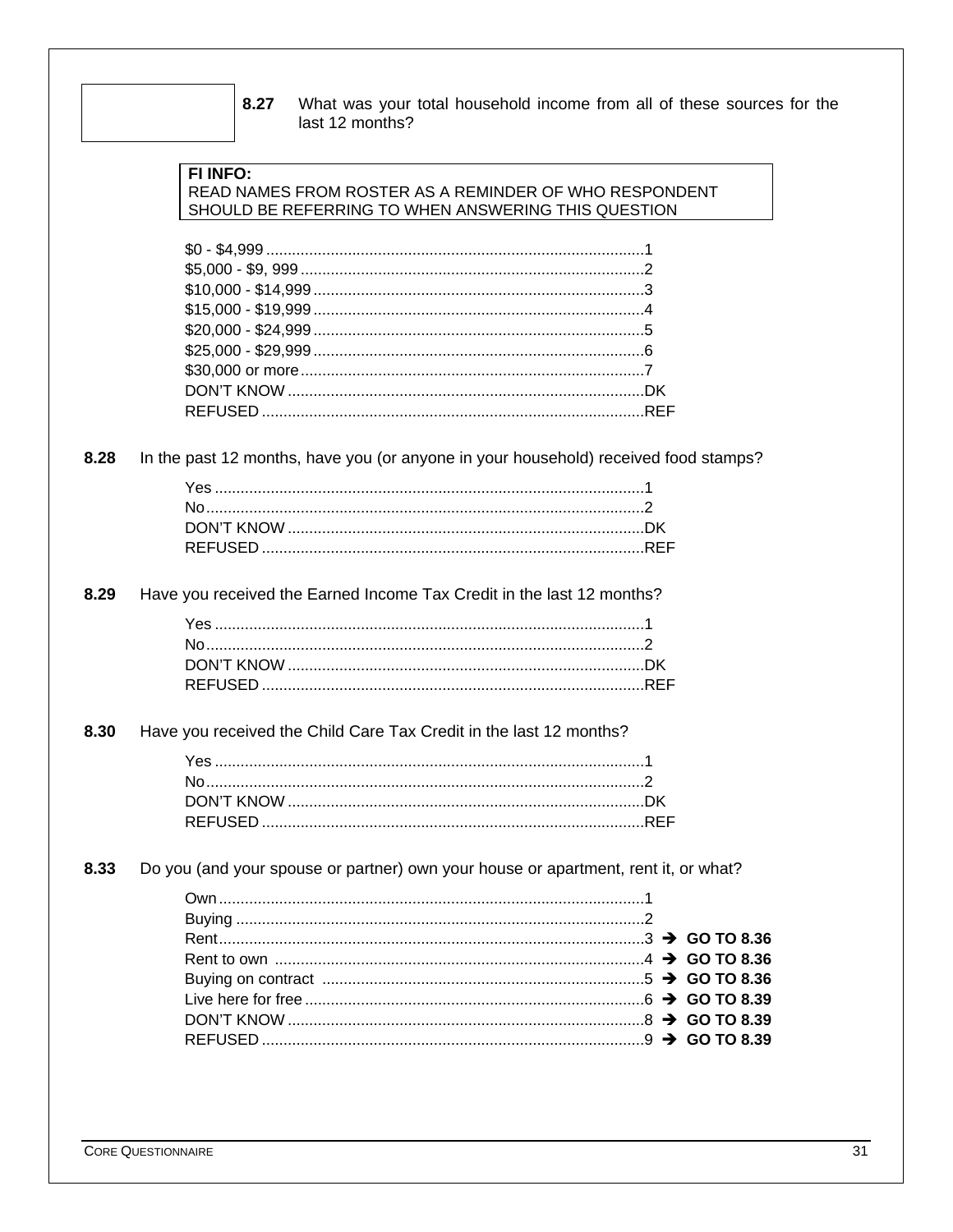**8.27** What was your total household income from all of these sources for the last 12 months?

> **FI INFO:**
> READ NAMES FROM ROSTER AS A REMINDER OF WHO RESPONDENT SHOULD BE REFERRING TO WHEN ANSWERING THIS QUESTION

- $0 - $4,999 ........................................................................................1
- $5,000 - $9, 999 ................................................................................2
- $10,000 - $14,999 ............................................................................3
- $15,000 - $19,999 ............................................................................4
- $20,000 - $24,999 ............................................................................5
- $25,000 - $29,999 ............................................................................6
- $30,000 or more ...............................................................................7
- DON'T KNOW ..................................................................................DK
- REFUSED ........................................................................................REF

**8.28** In the past 12 months, have you (or anyone in your household) received food stamps?

- Yes ...................................................................................................1
- No .....................................................................................................2
- DON'T KNOW ..................................................................................DK
- REFUSED ........................................................................................REF

**8.29** Have you received the Earned Income Tax Credit in the last 12 months?

- Yes ...................................................................................................1
- No .....................................................................................................2
- DON'T KNOW ..................................................................................DK
- REFUSED ........................................................................................REF

**8.30** Have you received the Child Care Tax Credit in the last 12 months?

- Yes ...................................................................................................1
- No .....................................................................................................2
- DON'T KNOW ..................................................................................DK
- REFUSED ........................................................................................REF

**8.33** Do you (and your spouse or partner) own your house or apartment, rent it, or what?

- Own ..................................................................................................1
- Buying ..............................................................................................2
- Rent ..................................................................................................3 ➔ **GO TO 8.36**
- Rent to own .....................................................................................4 ➔ **GO TO 8.36**
- Buying on contract ..........................................................................5 ➔ **GO TO 8.36**
- Live here for free ..............................................................................6 ➔ **GO TO 8.39**
- DON'T KNOW ..................................................................................8 ➔ **GO TO 8.39**
- REFUSED .........................................................................................9 ➔ **GO TO 8.39**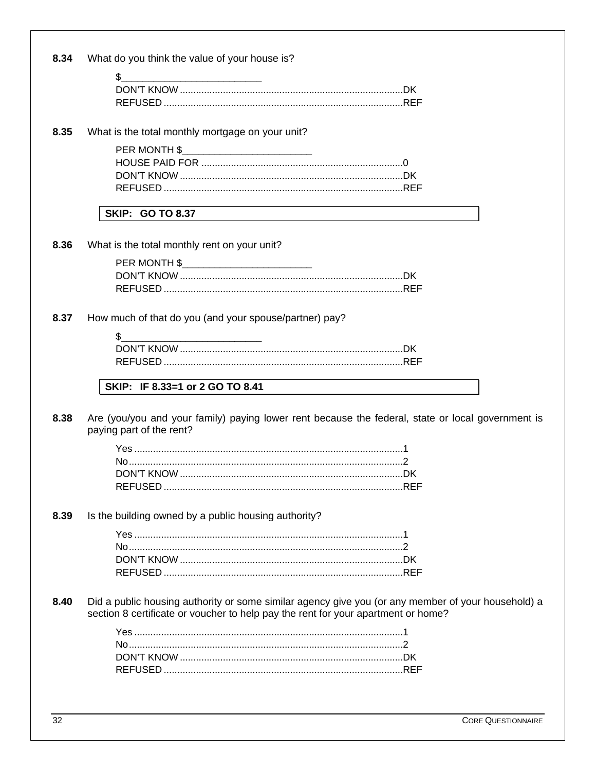**8.34** What do you think the value of your house is?

$__________________________
DON'T KNOW ..................................................................................DK
REFUSED ........................................................................................REF

**8.35** What is the total monthly mortgage on your unit?

PER MONTH $________________________
HOUSE PAID FOR ..........................................................................0
DON'T KNOW ..................................................................................DK
REFUSED ........................................................................................REF

**SKIP: GO TO 8.37**

**8.36** What is the total monthly rent on your unit?

PER MONTH $________________________
DON'T KNOW ..................................................................................DK
REFUSED ........................................................................................REF

**8.37** How much of that do you (and your spouse/partner) pay?

$__________________________
DON'T KNOW ..................................................................................DK
REFUSED ........................................................................................REF

**SKIP: IF 8.33=1 or 2 GO TO 8.41**

**8.38** Are (you/you and your family) paying lower rent because the federal, state or local government is paying part of the rent?

Yes ...................................................................................................1
No.....................................................................................................2
DON'T KNOW ..................................................................................DK
REFUSED ........................................................................................REF

**8.39** Is the building owned by a public housing authority?

Yes ...................................................................................................1
No.....................................................................................................2
DON'T KNOW ..................................................................................DK
REFUSED ........................................................................................REF

**8.40** Did a public housing authority or some similar agency give you (or any member of your household) a section 8 certificate or voucher to help pay the rent for your apartment or home?

Yes ...................................................................................................1
No.....................................................................................................2
DON'T KNOW ..................................................................................DK
REFUSED ........................................................................................REF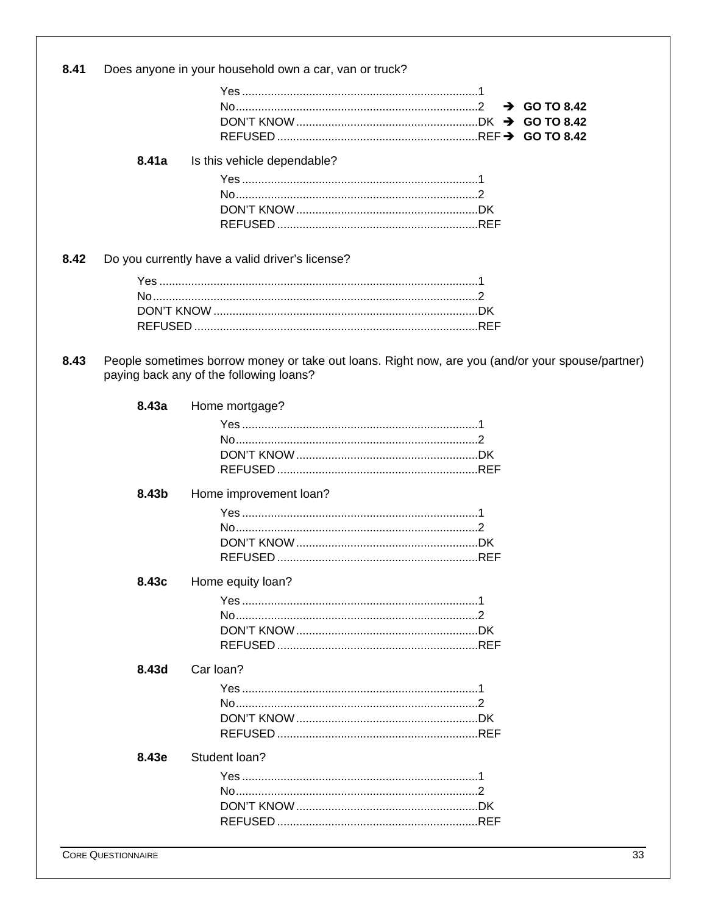**8.41** Does anyone in your household own a car, van or truck?

- Yes ........................................................................1
- No..........................................................................2 → **GO TO 8.42**
- DON'T KNOW ........................................................DK → **GO TO 8.42**
- REFUSED .............................................................REF → **GO TO 8.42**

**8.41a** Is this vehicle dependable?

- Yes ........................................................................1
- No..........................................................................2
- DON'T KNOW ........................................................DK
- REFUSED .............................................................REF

**8.42** Do you currently have a valid driver's license?

- Yes ..................................................................................1
- No....................................................................................2
- DON'T KNOW .................................................................DK
- REFUSED .......................................................................REF

**8.43** People sometimes borrow money or take out loans. Right now, are you (and/or your spouse/partner) paying back any of the following loans?

**8.43a** Home mortgage?

- Yes ........................................................................1
- No..........................................................................2
- DON'T KNOW ........................................................DK
- REFUSED .............................................................REF

**8.43b** Home improvement loan?

- Yes ........................................................................1
- No..........................................................................2
- DON'T KNOW ........................................................DK
- REFUSED .............................................................REF

**8.43c** Home equity loan?

- Yes ........................................................................1
- No..........................................................................2
- DON'T KNOW ........................................................DK
- REFUSED .............................................................REF

**8.43d** Car loan?

- Yes ........................................................................1
- No..........................................................................2
- DON'T KNOW ........................................................DK
- REFUSED .............................................................REF

**8.43e** Student loan?

- Yes ........................................................................1
- No..........................................................................2
- DON'T KNOW ........................................................DK
- REFUSED .............................................................REF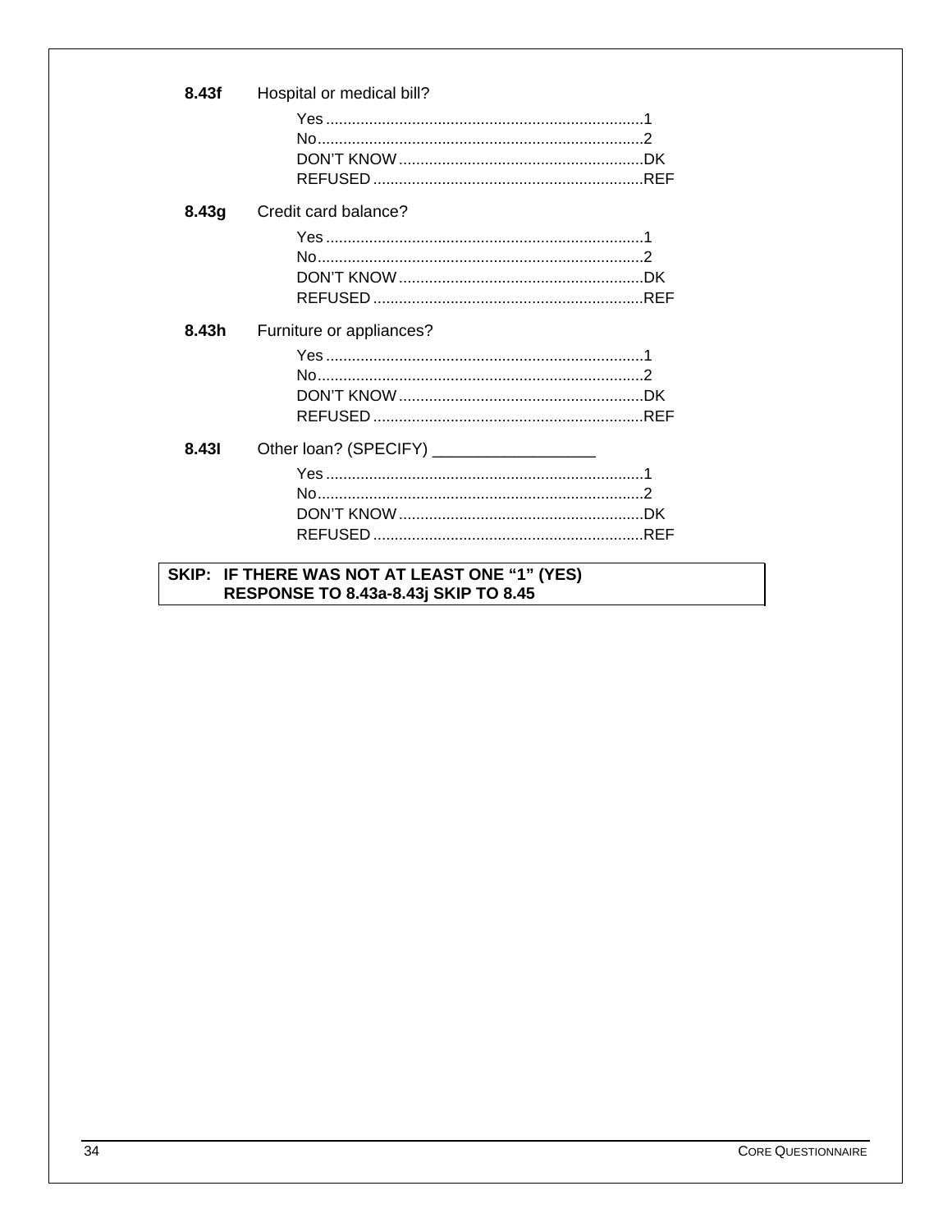**8.43f** Hospital or medical bill?

Yes ......................................................................1
No........................................................................2
DON'T KNOW .........................................................DK
REFUSED ...............................................................REF

**8.43g** Credit card balance?

Yes ......................................................................1
No........................................................................2
DON'T KNOW .........................................................DK
REFUSED ...............................................................REF

**8.43h** Furniture or appliances?

Yes ......................................................................1
No........................................................................2
DON'T KNOW .........................................................DK
REFUSED ...............................................................REF

**8.43I** Other loan? (SPECIFY) __________________

Yes ......................................................................1
No........................................................................2
DON'T KNOW .........................................................DK
REFUSED ...............................................................REF

**SKIP: IF THERE WAS NOT AT LEAST ONE "1" (YES) RESPONSE TO 8.43a-8.43j SKIP TO 8.45**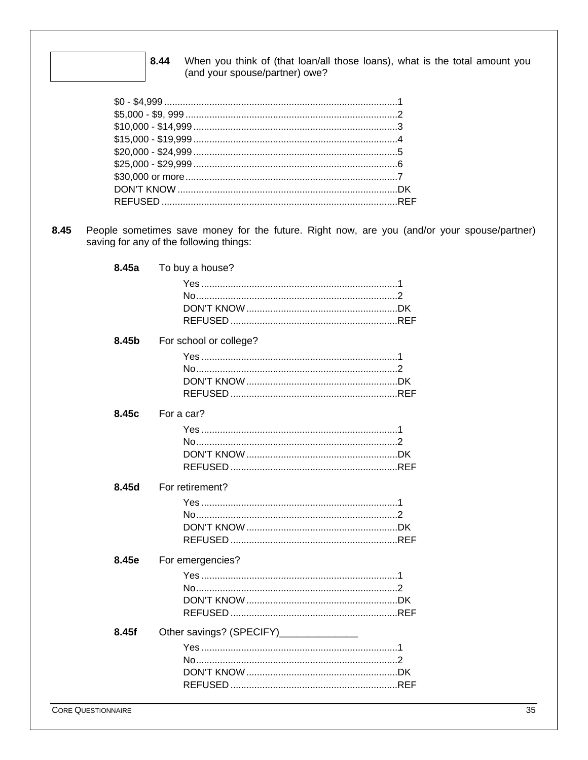**8.44** When you think of (that loan/all those loans), what is the total amount you (and your spouse/partner) owe?

- $0 - $4,999 .......................................................................................1
- $5,000 - $9, 999 ................................................................................2
- $10,000 - $14,999 ............................................................................3
- $15,000 - $19,999 ............................................................................4
- $20,000 - $24,999 ............................................................................5
- $25,000 - $29,999 ............................................................................6
- $30,000 or more ...............................................................................7
- DON'T KNOW ..................................................................................DK
- REFUSED ........................................................................................REF

**8.45** People sometimes save money for the future. Right now, are you (and/or your spouse/partner) saving for any of the following things:

**8.45a** To buy a house?

- Yes .........................................................................1
- No...........................................................................2
- DON'T KNOW .........................................................DK
- REFUSED ..............................................................REF

**8.45b** For school or college?

- Yes .........................................................................1
- No...........................................................................2
- DON'T KNOW .........................................................DK
- REFUSED ..............................................................REF

**8.45c** For a car?

- Yes .........................................................................1
- No...........................................................................2
- DON'T KNOW .........................................................DK
- REFUSED ..............................................................REF

**8.45d** For retirement?

- Yes .........................................................................1
- No...........................................................................2
- DON'T KNOW .........................................................DK
- REFUSED ..............................................................REF

**8.45e** For emergencies?

- Yes .........................................................................1
- No...........................................................................2
- DON'T KNOW .........................................................DK
- REFUSED ..............................................................REF

**8.45f** Other savings? (SPECIFY)______________

- Yes .........................................................................1
- No...........................................................................2
- DON'T KNOW .........................................................DK
- REFUSED ..............................................................REF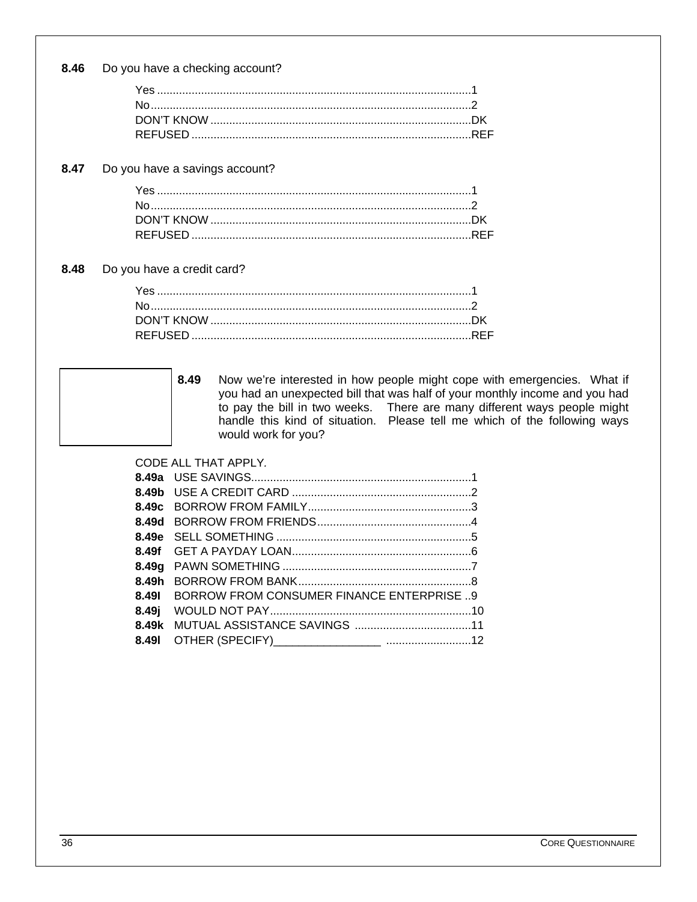**8.46** Do you have a checking account?

Yes ........................................................................................1
No..........................................................................................2
DON'T KNOW ......................................................................DK
REFUSED ............................................................................REF

**8.47** Do you have a savings account?

Yes ........................................................................................1
No..........................................................................................2
DON'T KNOW ......................................................................DK
REFUSED ............................................................................REF

**8.48** Do you have a credit card?

Yes ........................................................................................1
No..........................................................................................2
DON'T KNOW ......................................................................DK
REFUSED ............................................................................REF

**8.49** Now we're interested in how people might cope with emergencies. What if you had an unexpected bill that was half of your monthly income and you had to pay the bill in two weeks. There are many different ways people might handle this kind of situation. Please tell me which of the following ways would work for you?

CODE ALL THAT APPLY.

**8.49a** USE SAVINGS.....................................................................1
**8.49b** USE A CREDIT CARD ........................................................2
**8.49c** BORROW FROM FAMILY...................................................3
**8.49d** BORROW FROM FRIENDS................................................4
**8.49e** SELL SOMETHING .............................................................5
**8.49f** GET A PAYDAY LOAN.........................................................6
**8.49g** PAWN SOMETHING ...........................................................7
**8.49h** BORROW FROM BANK......................................................8
**8.49I** BORROW FROM CONSUMER FINANCE ENTERPRISE ..9
**8.49j** WOULD NOT PAY...............................................................10
**8.49k** MUTUAL ASSISTANCE SAVINGS ....................................11
**8.49l** OTHER (SPECIFY)_________________ ..........................12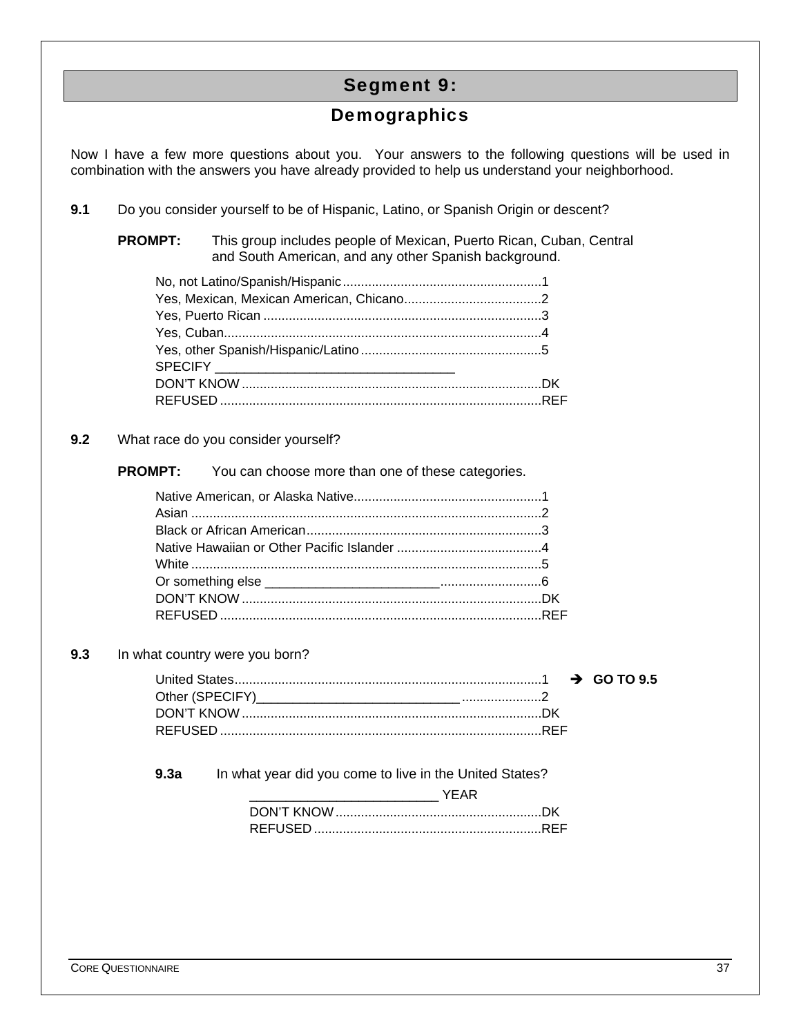## Segment 9:

## Demographics

Now I have a few more questions about you. Your answers to the following questions will be used in combination with the answers you have already provided to help us understand your neighborhood.

**9.1** Do you consider yourself to be of Hispanic, Latino, or Spanish Origin or descent?

**PROMPT:** This group includes people of Mexican, Puerto Rican, Cuban, Central and South American, and any other Spanish background.

No, not Latino/Spanish/Hispanic.......................................................1
Yes, Mexican, Mexican American, Chicano......................................2
Yes, Puerto Rican ............................................................................3
Yes, Cuban.......................................................................................4
Yes, other Spanish/Hispanic/Latino..................................................5
SPECIFY ________________________________
DON'T KNOW ..................................................................................DK
REFUSED ........................................................................................REF

**9.2** What race do you consider yourself?

**PROMPT:** You can choose more than one of these categories.

Native American, or Alaska Native....................................................1
Asian ................................................................................................2
Black or African American.................................................................3
Native Hawaiian or Other Pacific Islander ........................................4
White ................................................................................................5
Or something else ________________________...........................6
DON'T KNOW ..................................................................................DK
REFUSED ........................................................................................REF

**9.3** In what country were you born?

United States....................................................................................1 ➔ **GO TO 9.5**
Other (SPECIFY)____________________________.....................2
DON'T KNOW ..................................................................................DK
REFUSED ........................................................................................REF

**9.3a** In what year did you come to live in the United States?

_________________________ YEAR
DON'T KNOW .........................................................DK
REFUSED ..............................................................REF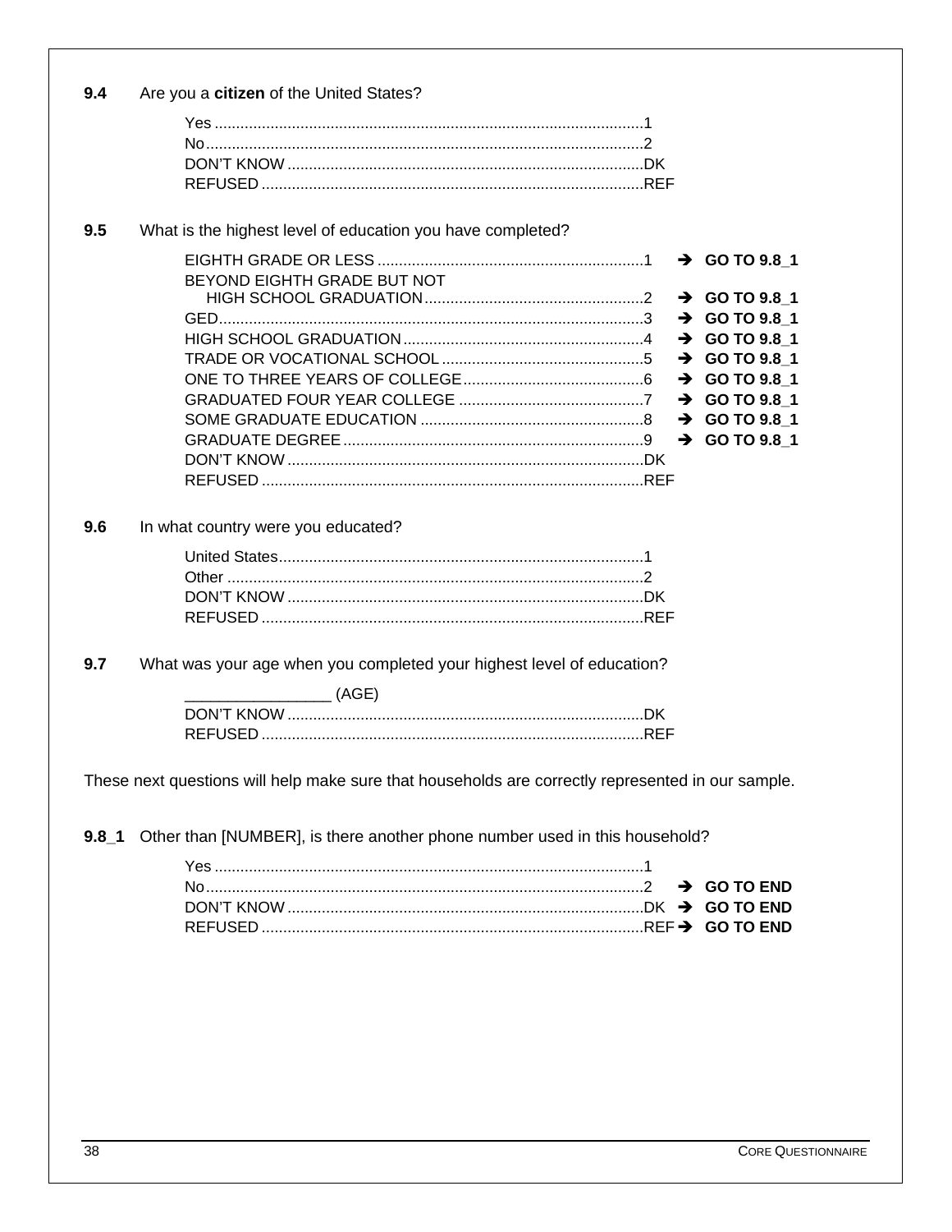**9.4** Are you a **citizen** of the United States?

- Yes .......................................................................................1
- No.........................................................................................2
- DON'T KNOW ...................................................................DK
- REFUSED .........................................................................REF

**9.5** What is the highest level of education you have completed?

- EIGHTH GRADE OR LESS ...............................................1 ➔ **GO TO 9.8_1**
- BEYOND EIGHTH GRADE BUT NOT HIGH SCHOOL GRADUATION....................................................2 ➔ **GO TO 9.8_1**
- GED........................................................................................3 ➔ **GO TO 9.8_1**
- HIGH SCHOOL GRADUATION.........................................................4 ➔ **GO TO 9.8_1**
- TRADE OR VOCATIONAL SCHOOL ...............................................5 ➔ **GO TO 9.8_1**
- ONE TO THREE YEARS OF COLLEGE..........................................6 ➔ **GO TO 9.8_1**
- GRADUATED FOUR YEAR COLLEGE ...........................................7 ➔ **GO TO 9.8_1**
- SOME GRADUATE EDUCATION ....................................................8 ➔ **GO TO 9.8_1**
- GRADUATE DEGREE ......................................................................9 ➔ **GO TO 9.8_1**
- DON'T KNOW ...................................................................DK
- REFUSED .........................................................................REF

**9.6** In what country were you educated?

- United States.......................................................................1
- Other ...................................................................................2
- DON'T KNOW ...................................................................DK
- REFUSED .........................................................................REF

**9.7** What was your age when you completed your highest level of education?

- _________________ (AGE)
- DON'T KNOW ...................................................................DK
- REFUSED .........................................................................REF

These next questions will help make sure that households are correctly represented in our sample.

**9.8_1** Other than [NUMBER], is there another phone number used in this household?

- Yes .......................................................................................1
- No.........................................................................................2 ➔ **GO TO END**
- DON'T KNOW ...................................................................DK ➔ **GO TO END**
- REFUSED .........................................................................REF ➔ **GO TO END**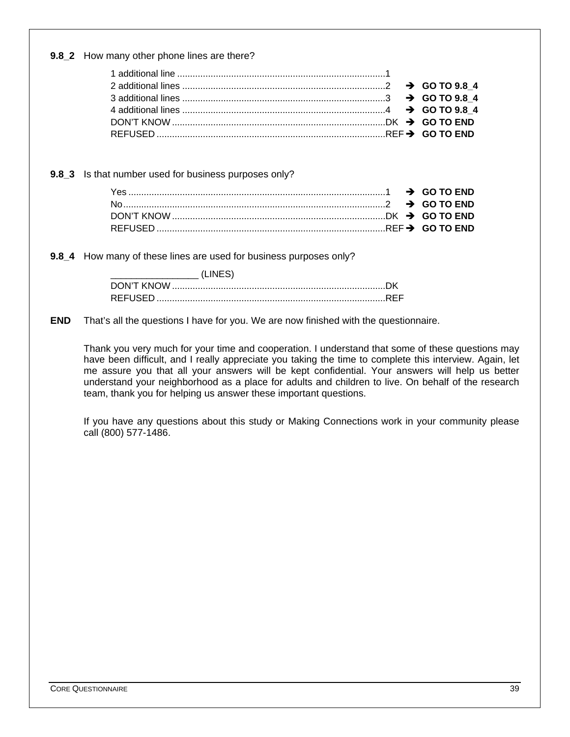**9.8_2** How many other phone lines are there?

- 1 additional line ....................1
- 2 additional lines ....................2 → **GO TO 9.8_4**
- 3 additional lines ....................3 → **GO TO 9.8_4**
- 4 additional lines ....................4 → **GO TO 9.8_4**
- DON'T KNOW ....................DK → **GO TO END**
- REFUSED ....................REF → **GO TO END**

**9.8_3** Is that number used for business purposes only?

- Yes ....................1 → **GO TO END**
- No ....................2 → **GO TO END**
- DON'T KNOW ....................DK → **GO TO END**
- REFUSED ....................REF → **GO TO END**

**9.8_4** How many of these lines are used for business purposes only?

- ________________ (LINES)
- DON'T KNOW ....................DK
- REFUSED ....................REF

**END** That's all the questions I have for you. We are now finished with the questionnaire.

Thank you very much for your time and cooperation. I understand that some of these questions may have been difficult, and I really appreciate you taking the time to complete this interview. Again, let me assure you that all your answers will be kept confidential. Your answers will help us better understand your neighborhood as a place for adults and children to live. On behalf of the research team, thank you for helping us answer these important questions.

If you have any questions about this study or Making Connections work in your community please call (800) 577-1486.